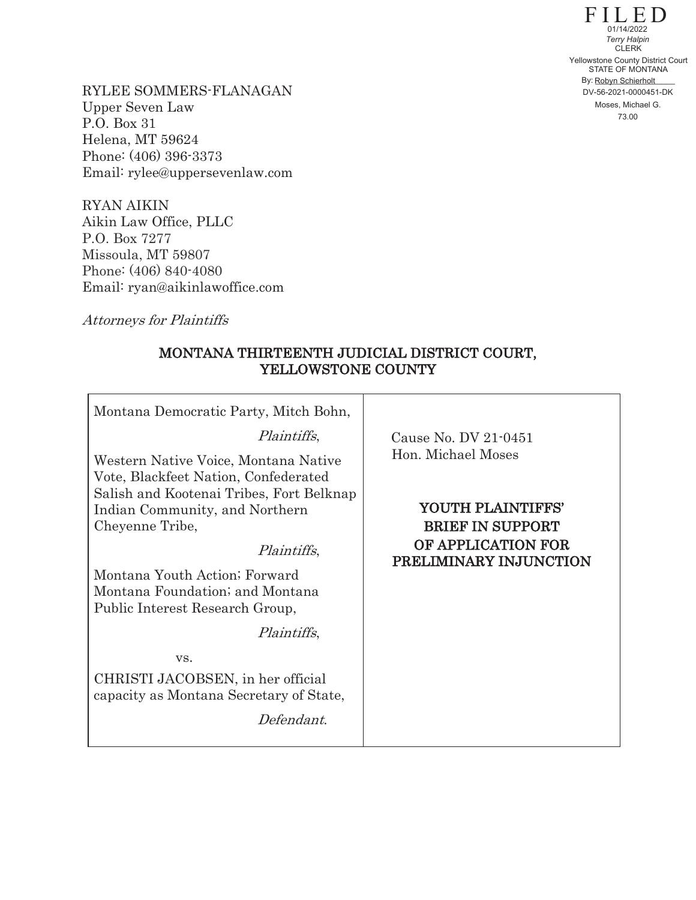FILED
01/14/2022
*Terry Halpin*
CLERK
Yellowstone County District Court
STATE OF MONTANA
By: Robyn Schierholt
DV-56-2021-0000451-DK
Moses, Michael G.
73.00

RYLEE SOMMERS-FLANAGAN
Upper Seven Law
P.O. Box 31
Helena, MT 59624
Phone: (406) 396-3373
Email: rylee@uppersevenlaw.com

RYAN AIKIN
Aikin Law Office, PLLC
P.O. Box 7277
Missoula, MT 59807
Phone: (406) 840-4080
Email: ryan@aikinlawoffice.com

*Attorneys for Plaintiffs*

## MONTANA THIRTEENTH JUDICIAL DISTRICT COURT, YELLOWSTONE COUNTY

| | |
|---|---|
| Montana Democratic Party, Mitch Bohn,<br><br>*Plaintiffs*,<br><br>Western Native Voice, Montana Native Vote, Blackfeet Nation, Confederated Salish and Kootenai Tribes, Fort Belknap Indian Community, and Northern Cheyenne Tribe,<br><br>*Plaintiffs*,<br><br>Montana Youth Action; Forward Montana Foundation; and Montana Public Interest Research Group,<br><br>*Plaintiffs*,<br><br>vs.<br><br>CHRISTI JACOBSEN, in her official capacity as Montana Secretary of State,<br><br>*Defendant*. | Cause No. DV 21-0451<br>Hon. Michael Moses<br><br>**YOUTH PLAINTIFFS' BRIEF IN SUPPORT OF APPLICATION FOR PRELIMINARY INJUNCTION** |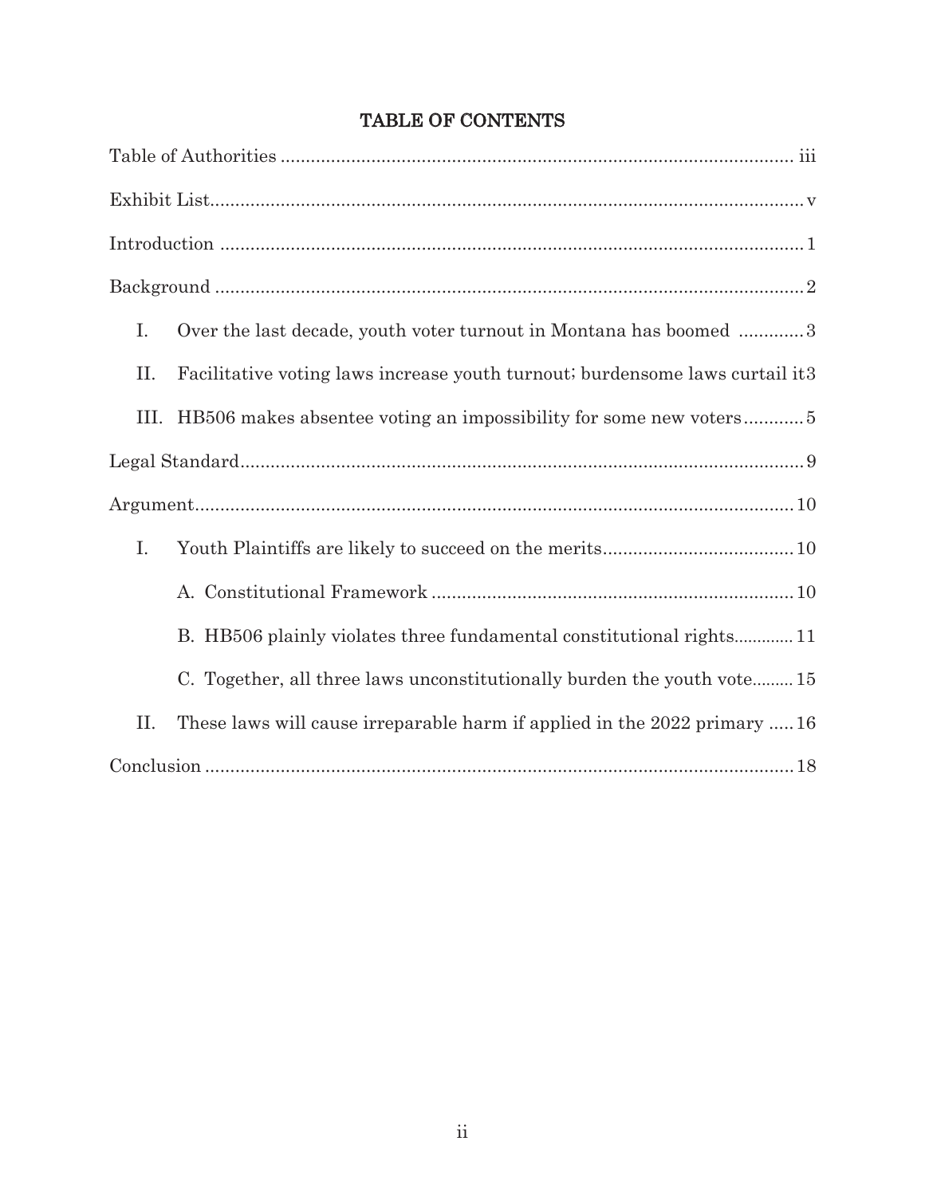# TABLE OF CONTENTS

Table of Authorities ........................................................................................................ iii

Exhibit List........................................................................................................................ v

Introduction ....................................................................................................................... 1

Background ....................................................................................................................... 2

- I. Over the last decade, youth voter turnout in Montana has boomed ............. 3
- II. Facilitative voting laws increase youth turnout; burdensome laws curtail it 3
- III. HB506 makes absentee voting an impossibility for some new voters ............ 5

Legal Standard .................................................................................................................. 9

Argument .......................................................................................................................... 10

- I. Youth Plaintiffs are likely to succeed on the merits ...................................... 10
  - A. Constitutional Framework ........................................................................ 10
  - B. HB506 plainly violates three fundamental constitutional rights............. 11
  - C. Together, all three laws unconstitutionally burden the youth vote......... 15
- II. These laws will cause irreparable harm if applied in the 2022 primary ..... 16

Conclusion ........................................................................................................................ 18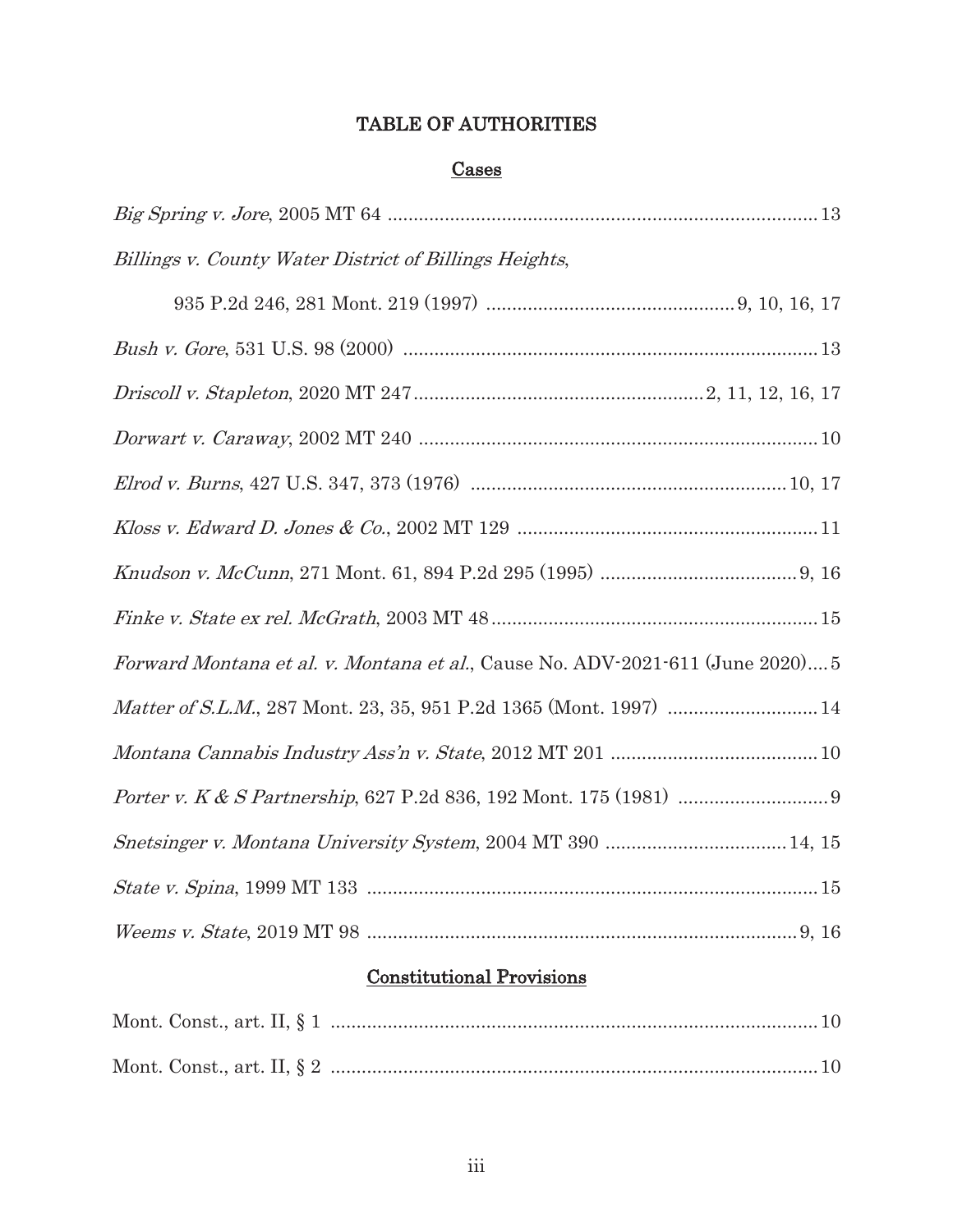# TABLE OF AUTHORITIES

## Cases

*Big Spring v. Jore*, 2005 MT 64 .................................................................................. 13

*Billings v. County Water District of Billings Heights*,

935 P.2d 246, 281 Mont. 219 (1997) ............................................... 9, 10, 16, 17

*Bush v. Gore*, 531 U.S. 98 (2000) .............................................................................. 13

*Driscoll v. Stapleton*, 2020 MT 247 ....................................................... 2, 11, 12, 16, 17

*Dorwart v. Caraway*, 2002 MT 240 ............................................................................ 10

*Elrod v. Burns*, 427 U.S. 347, 373 (1976) ............................................................ 10, 17

*Kloss v. Edward D. Jones & Co.*, 2002 MT 129 .......................................................... 11

*Knudson v. McCunn*, 271 Mont. 61, 894 P.2d 295 (1995) ..................................... 9, 16

*Finke v. State ex rel. McGrath*, 2003 MT 48 .............................................................. 15

*Forward Montana et al. v. Montana et al.*, Cause No. ADV-2021-611 (June 2020).... 5

*Matter of S.L.M.*, 287 Mont. 23, 35, 951 P.2d 1365 (Mont. 1997) ............................ 14

*Montana Cannabis Industry Ass'n v. State*, 2012 MT 201 ........................................ 10

*Porter v. K & S Partnership*, 627 P.2d 836, 192 Mont. 175 (1981) ............................ 9

*Snetsinger v. Montana University System*, 2004 MT 390 ................................... 14, 15

*State v. Spina*, 1999 MT 133 ...................................................................................... 15

*Weems v. State*, 2019 MT 98 .................................................................................. 9, 16

## Constitutional Provisions

Mont. Const., art. II, § 1 .............................................................................................. 10

Mont. Const., art. II, § 2 .............................................................................................. 10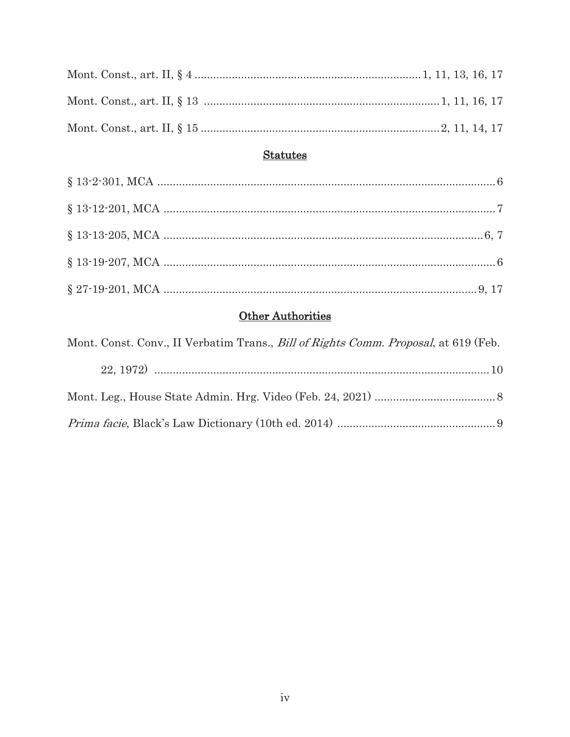Mont. Const., art. II, § 4 ........................................................................ 1, 11, 13, 16, 17

Mont. Const., art. II, § 13 ........................................................................... 1, 11, 16, 17

Mont. Const., art. II, § 15 ........................................................................... 2, 11, 14, 17

## Statutes

§ 13-2-301, MCA ................................................................................................................ 6

§ 13-12-201, MCA .............................................................................................................. 7

§ 13-13-205, MCA ........................................................................................................ 6, 7

§ 13-19-207, MCA .............................................................................................................. 6

§ 27-19-201, MCA ........................................................................................................ 9, 17

## Other Authorities

Mont. Const. Conv., II Verbatim Trans., *Bill of Rights Comm. Proposal*, at 619 (Feb. 22, 1972) ......................................................................................................... 10

Mont. Leg., House State Admin. Hrg. Video (Feb. 24, 2021) ........................................ 8

*Prima facie*, Black's Law Dictionary (10th ed. 2014) .................................................. 9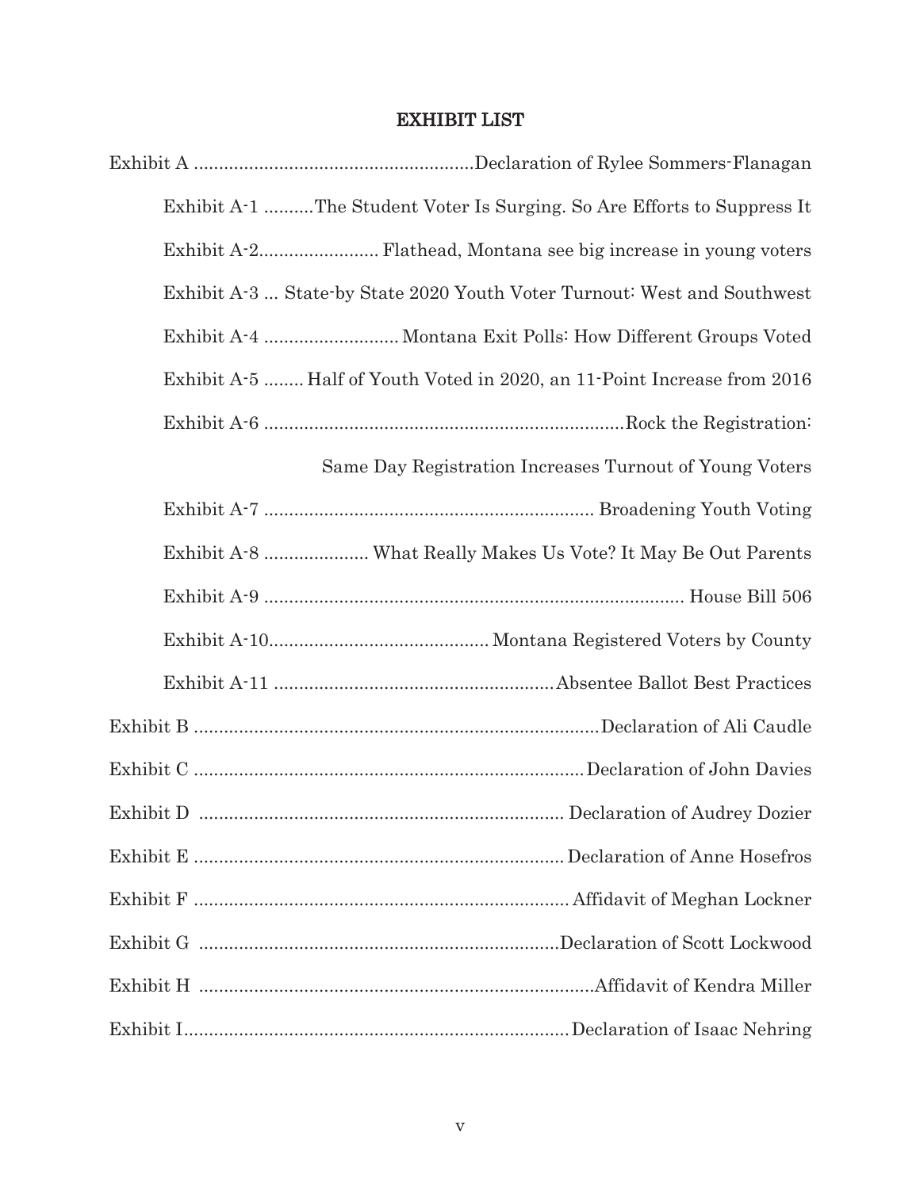## EXHIBIT LIST

Exhibit A ........................................................Declaration of Rylee Sommers-Flanagan

Exhibit A-1 ..........The Student Voter Is Surging. So Are Efforts to Suppress It

Exhibit A-2........................ Flathead, Montana see big increase in young voters

Exhibit A-3 ... State-by State 2020 Youth Voter Turnout: West and Southwest

Exhibit A-4 ........................... Montana Exit Polls: How Different Groups Voted

Exhibit A-5 ........ Half of Youth Voted in 2020, an 11-Point Increase from 2016

Exhibit A-6 .......................................................................Rock the Registration: Same Day Registration Increases Turnout of Young Voters

Exhibit A-7 .................................................................. Broadening Youth Voting

Exhibit A-8 ..................... What Really Makes Us Vote? It May Be Out Parents

Exhibit A-9 .................................................................................... House Bill 506

Exhibit A-10............................................ Montana Registered Voters by County

Exhibit A-11 ........................................................Absentee Ballot Best Practices

Exhibit B .................................................................................Declaration of Ali Caudle

Exhibit C .............................................................................Declaration of John Davies

Exhibit D ........................................................................ Declaration of Audrey Dozier

Exhibit E .......................................................................... Declaration of Anne Hosefros

Exhibit F .......................................................................... Affidavit of Meghan Lockner

Exhibit G .......................................................................Declaration of Scott Lockwood

Exhibit H ..............................................................................Affidavit of Kendra Miller

Exhibit I............................................................................. Declaration of Isaac Nehring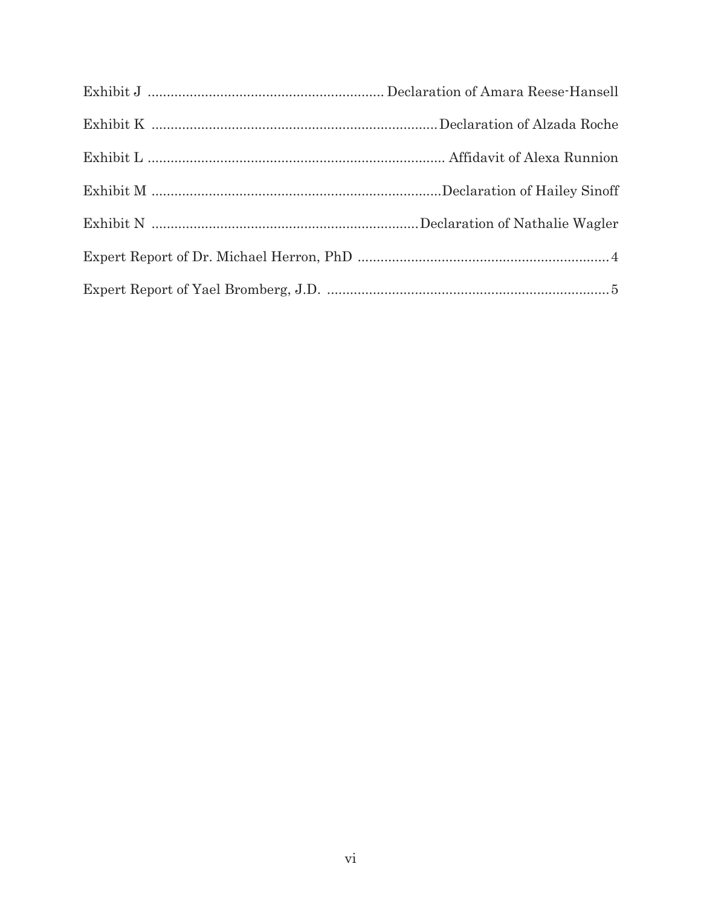Exhibit J ............................................................ Declaration of Amara Reese-Hansell

Exhibit K ......................................................................... Declaration of Alzada Roche

Exhibit L ............................................................................ Affidavit of Alexa Runnion

Exhibit M ..........................................................................Declaration of Hailey Sinoff

Exhibit N ....................................................................Declaration of Nathalie Wagler

Expert Report of Dr. Michael Herron, PhD ................................................................. 4

Expert Report of Yael Bromberg, J.D. ......................................................................... 5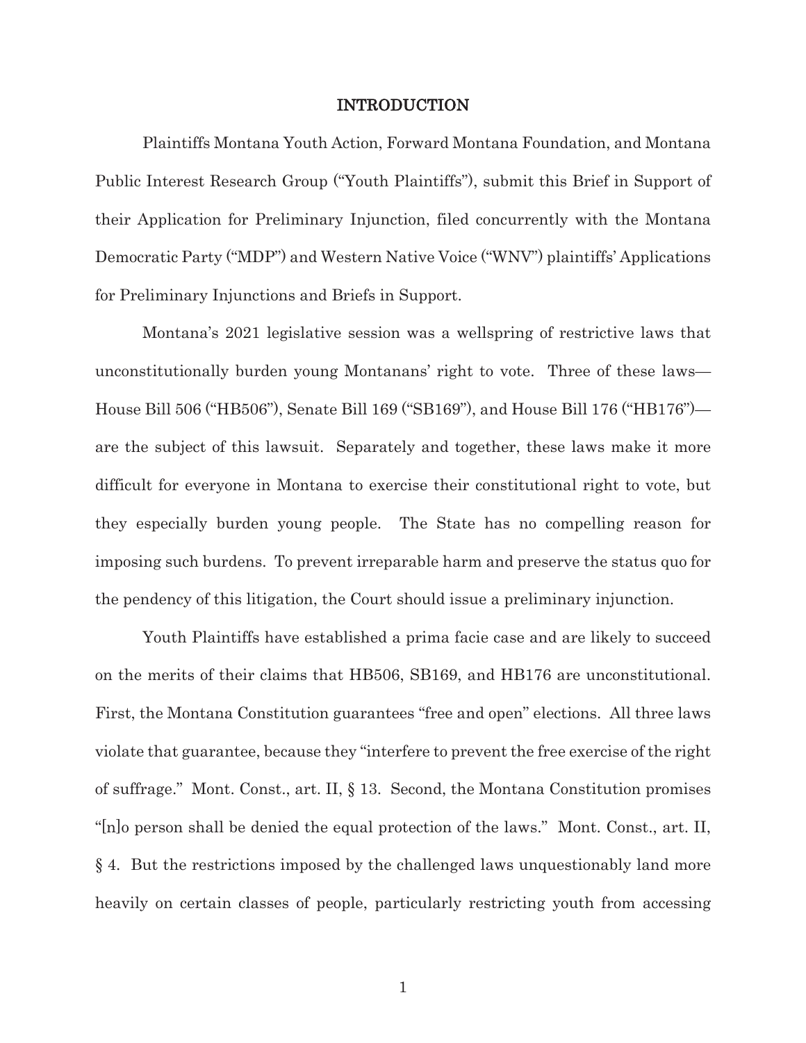## INTRODUCTION

Plaintiffs Montana Youth Action, Forward Montana Foundation, and Montana Public Interest Research Group ("Youth Plaintiffs"), submit this Brief in Support of their Application for Preliminary Injunction, filed concurrently with the Montana Democratic Party ("MDP") and Western Native Voice ("WNV") plaintiffs' Applications for Preliminary Injunctions and Briefs in Support.

Montana's 2021 legislative session was a wellspring of restrictive laws that unconstitutionally burden young Montanans' right to vote. Three of these laws—House Bill 506 ("HB506"), Senate Bill 169 ("SB169"), and House Bill 176 ("HB176")—are the subject of this lawsuit. Separately and together, these laws make it more difficult for everyone in Montana to exercise their constitutional right to vote, but they especially burden young people. The State has no compelling reason for imposing such burdens. To prevent irreparable harm and preserve the status quo for the pendency of this litigation, the Court should issue a preliminary injunction.

Youth Plaintiffs have established a prima facie case and are likely to succeed on the merits of their claims that HB506, SB169, and HB176 are unconstitutional. First, the Montana Constitution guarantees "free and open" elections. All three laws violate that guarantee, because they "interfere to prevent the free exercise of the right of suffrage." Mont. Const., art. II, § 13. Second, the Montana Constitution promises "[n]o person shall be denied the equal protection of the laws." Mont. Const., art. II, § 4. But the restrictions imposed by the challenged laws unquestionably land more heavily on certain classes of people, particularly restricting youth from accessing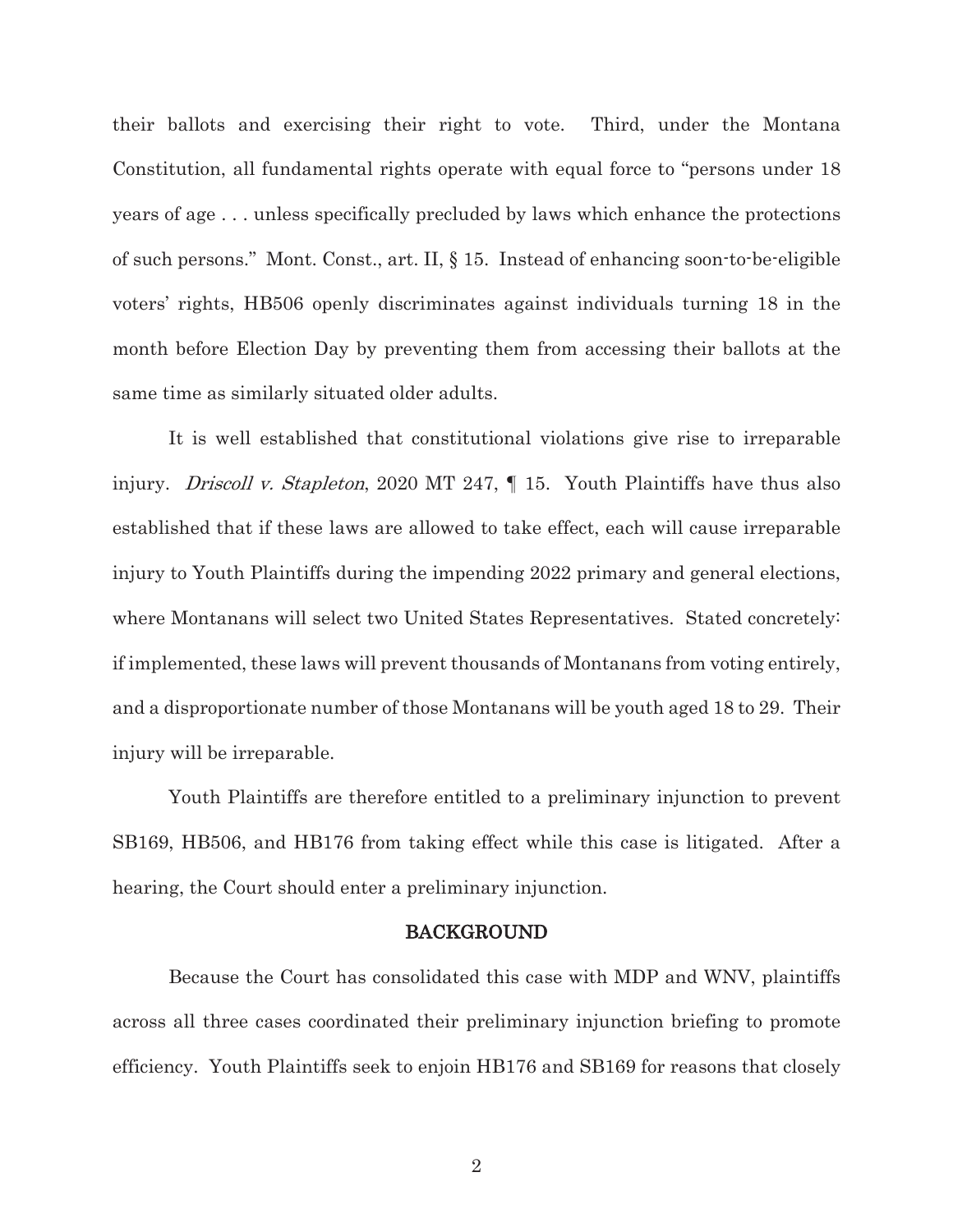their ballots and exercising their right to vote. Third, under the Montana Constitution, all fundamental rights operate with equal force to "persons under 18 years of age . . . unless specifically precluded by laws which enhance the protections of such persons." Mont. Const., art. II, § 15. Instead of enhancing soon-to-be-eligible voters' rights, HB506 openly discriminates against individuals turning 18 in the month before Election Day by preventing them from accessing their ballots at the same time as similarly situated older adults.

It is well established that constitutional violations give rise to irreparable injury. *Driscoll v. Stapleton*, 2020 MT 247, ¶ 15. Youth Plaintiffs have thus also established that if these laws are allowed to take effect, each will cause irreparable injury to Youth Plaintiffs during the impending 2022 primary and general elections, where Montanans will select two United States Representatives. Stated concretely: if implemented, these laws will prevent thousands of Montanans from voting entirely, and a disproportionate number of those Montanans will be youth aged 18 to 29. Their injury will be irreparable.

Youth Plaintiffs are therefore entitled to a preliminary injunction to prevent SB169, HB506, and HB176 from taking effect while this case is litigated. After a hearing, the Court should enter a preliminary injunction.

## BACKGROUND

Because the Court has consolidated this case with MDP and WNV, plaintiffs across all three cases coordinated their preliminary injunction briefing to promote efficiency. Youth Plaintiffs seek to enjoin HB176 and SB169 for reasons that closely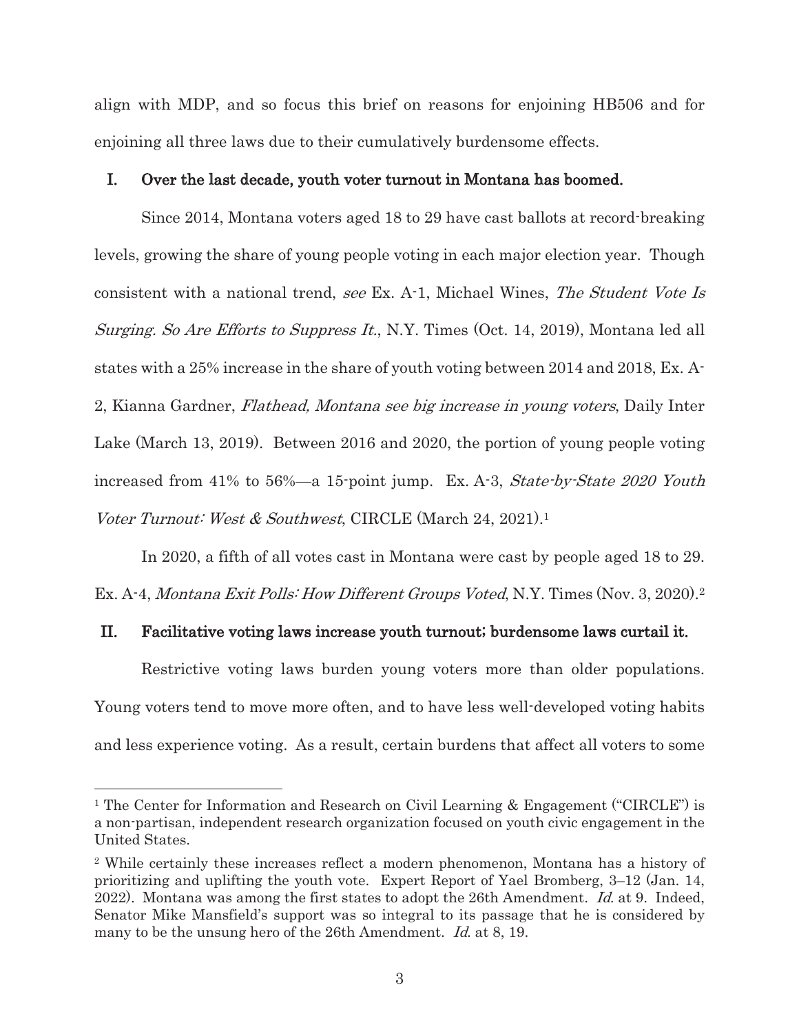align with MDP, and so focus this brief on reasons for enjoining HB506 and for enjoining all three laws due to their cumulatively burdensome effects.

## I. Over the last decade, youth voter turnout in Montana has boomed.

Since 2014, Montana voters aged 18 to 29 have cast ballots at record-breaking levels, growing the share of young people voting in each major election year. Though consistent with a national trend, *see* Ex. A-1, Michael Wines, *The Student Vote Is Surging. So Are Efforts to Suppress It.*, N.Y. Times (Oct. 14, 2019), Montana led all states with a 25% increase in the share of youth voting between 2014 and 2018, Ex. A-2, Kianna Gardner, *Flathead, Montana see big increase in young voters*, Daily Inter Lake (March 13, 2019). Between 2016 and 2020, the portion of young people voting increased from 41% to 56%—a 15-point jump. Ex. A-3, *State-by-State 2020 Youth Voter Turnout: West & Southwest*, CIRCLE (March 24, 2021).[1]

In 2020, a fifth of all votes cast in Montana were cast by people aged 18 to 29. Ex. A-4, *Montana Exit Polls: How Different Groups Voted*, N.Y. Times (Nov. 3, 2020).[2]

## II. Facilitative voting laws increase youth turnout; burdensome laws curtail it.

Restrictive voting laws burden young voters more than older populations. Young voters tend to move more often, and to have less well-developed voting habits and less experience voting. As a result, certain burdens that affect all voters to some

---

[1] The Center for Information and Research on Civil Learning & Engagement ("CIRCLE") is a non-partisan, independent research organization focused on youth civic engagement in the United States.

[2] While certainly these increases reflect a modern phenomenon, Montana has a history of prioritizing and uplifting the youth vote. Expert Report of Yael Bromberg, 3–12 (Jan. 14, 2022). Montana was among the first states to adopt the 26th Amendment. *Id.* at 9. Indeed, Senator Mike Mansfield's support was so integral to its passage that he is considered by many to be the unsung hero of the 26th Amendment. *Id.* at 8, 19.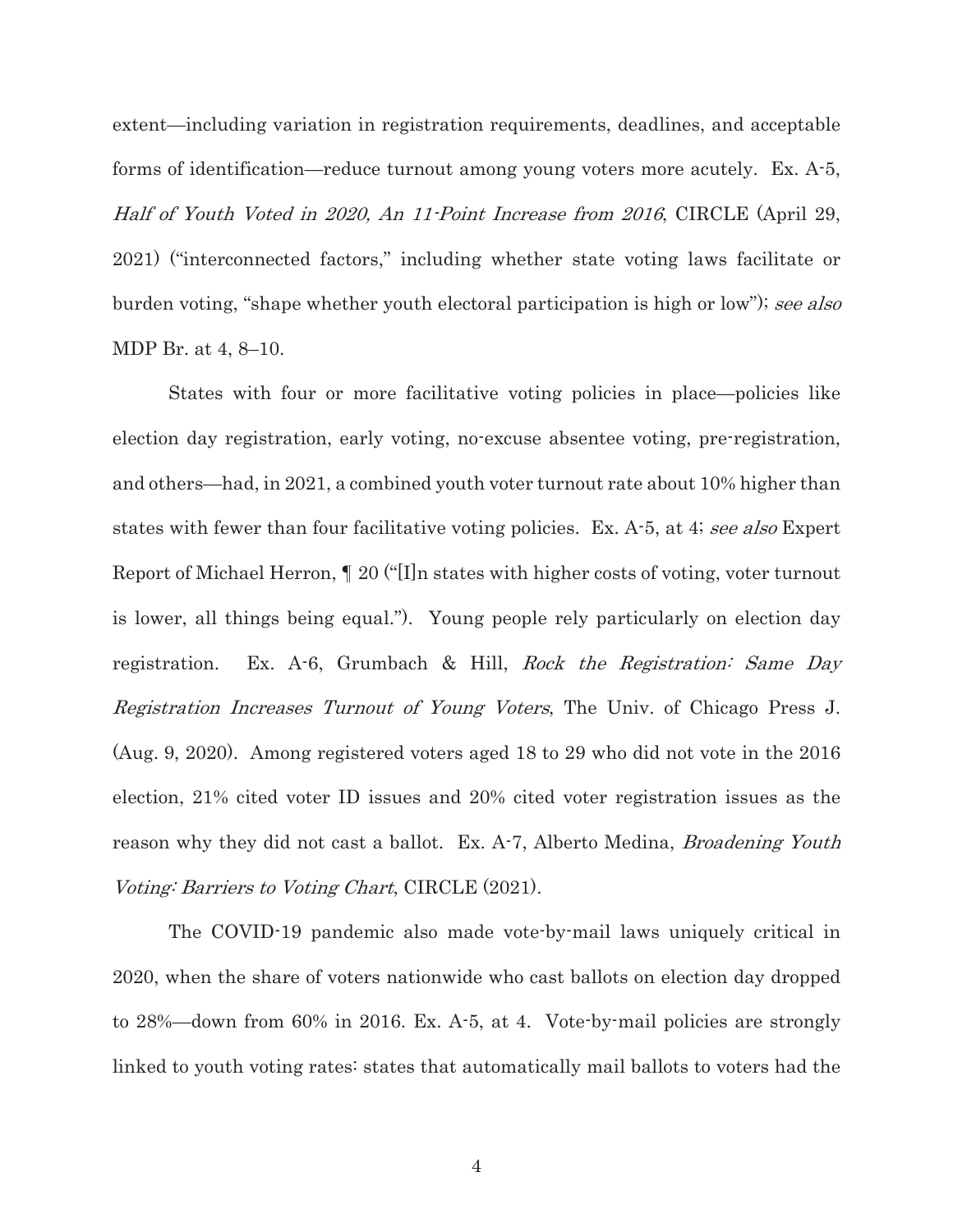extent—including variation in registration requirements, deadlines, and acceptable forms of identification—reduce turnout among young voters more acutely. Ex. A-5, *Half of Youth Voted in 2020, An 11-Point Increase from 2016*, CIRCLE (April 29, 2021) ("interconnected factors," including whether state voting laws facilitate or burden voting, "shape whether youth electoral participation is high or low"); *see also* MDP Br. at 4, 8–10.

States with four or more facilitative voting policies in place—policies like election day registration, early voting, no-excuse absentee voting, pre-registration, and others—had, in 2021, a combined youth voter turnout rate about 10% higher than states with fewer than four facilitative voting policies. Ex. A-5, at 4; *see also* Expert Report of Michael Herron, ¶ 20 ("[I]n states with higher costs of voting, voter turnout is lower, all things being equal."). Young people rely particularly on election day registration. Ex. A-6, Grumbach & Hill, *Rock the Registration: Same Day Registration Increases Turnout of Young Voters*, The Univ. of Chicago Press J. (Aug. 9, 2020). Among registered voters aged 18 to 29 who did not vote in the 2016 election, 21% cited voter ID issues and 20% cited voter registration issues as the reason why they did not cast a ballot. Ex. A-7, Alberto Medina, *Broadening Youth Voting: Barriers to Voting Chart*, CIRCLE (2021).

The COVID-19 pandemic also made vote-by-mail laws uniquely critical in 2020, when the share of voters nationwide who cast ballots on election day dropped to 28%—down from 60% in 2016. Ex. A-5, at 4. Vote-by-mail policies are strongly linked to youth voting rates: states that automatically mail ballots to voters had the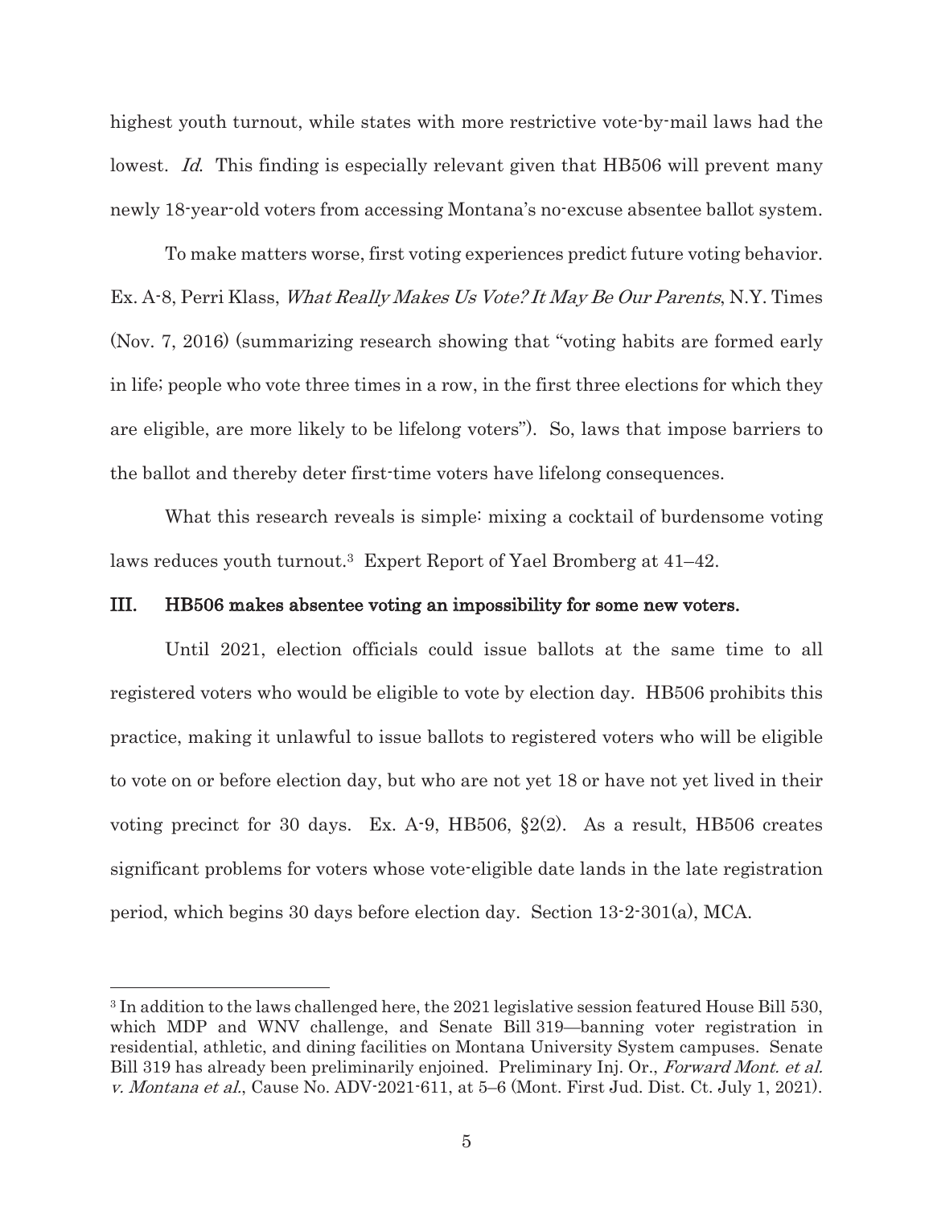highest youth turnout, while states with more restrictive vote-by-mail laws had the lowest. *Id.* This finding is especially relevant given that HB506 will prevent many newly 18-year-old voters from accessing Montana's no-excuse absentee ballot system.

To make matters worse, first voting experiences predict future voting behavior. Ex. A-8, Perri Klass, *What Really Makes Us Vote? It May Be Our Parents*, N.Y. Times (Nov. 7, 2016) (summarizing research showing that "voting habits are formed early in life; people who vote three times in a row, in the first three elections for which they are eligible, are more likely to be lifelong voters"). So, laws that impose barriers to the ballot and thereby deter first-time voters have lifelong consequences.

What this research reveals is simple: mixing a cocktail of burdensome voting laws reduces youth turnout.[3] Expert Report of Yael Bromberg at 41–42.

## III. HB506 makes absentee voting an impossibility for some new voters.

Until 2021, election officials could issue ballots at the same time to all registered voters who would be eligible to vote by election day. HB506 prohibits this practice, making it unlawful to issue ballots to registered voters who will be eligible to vote on or before election day, but who are not yet 18 or have not yet lived in their voting precinct for 30 days. Ex. A-9, HB506, §2(2). As a result, HB506 creates significant problems for voters whose vote-eligible date lands in the late registration period, which begins 30 days before election day. Section 13-2-301(a), MCA.

---

[3] In addition to the laws challenged here, the 2021 legislative session featured House Bill 530, which MDP and WNV challenge, and Senate Bill 319—banning voter registration in residential, athletic, and dining facilities on Montana University System campuses. Senate Bill 319 has already been preliminarily enjoined. Preliminary Inj. Or., *Forward Mont. et al. v. Montana et al.*, Cause No. ADV-2021-611, at 5–6 (Mont. First Jud. Dist. Ct. July 1, 2021).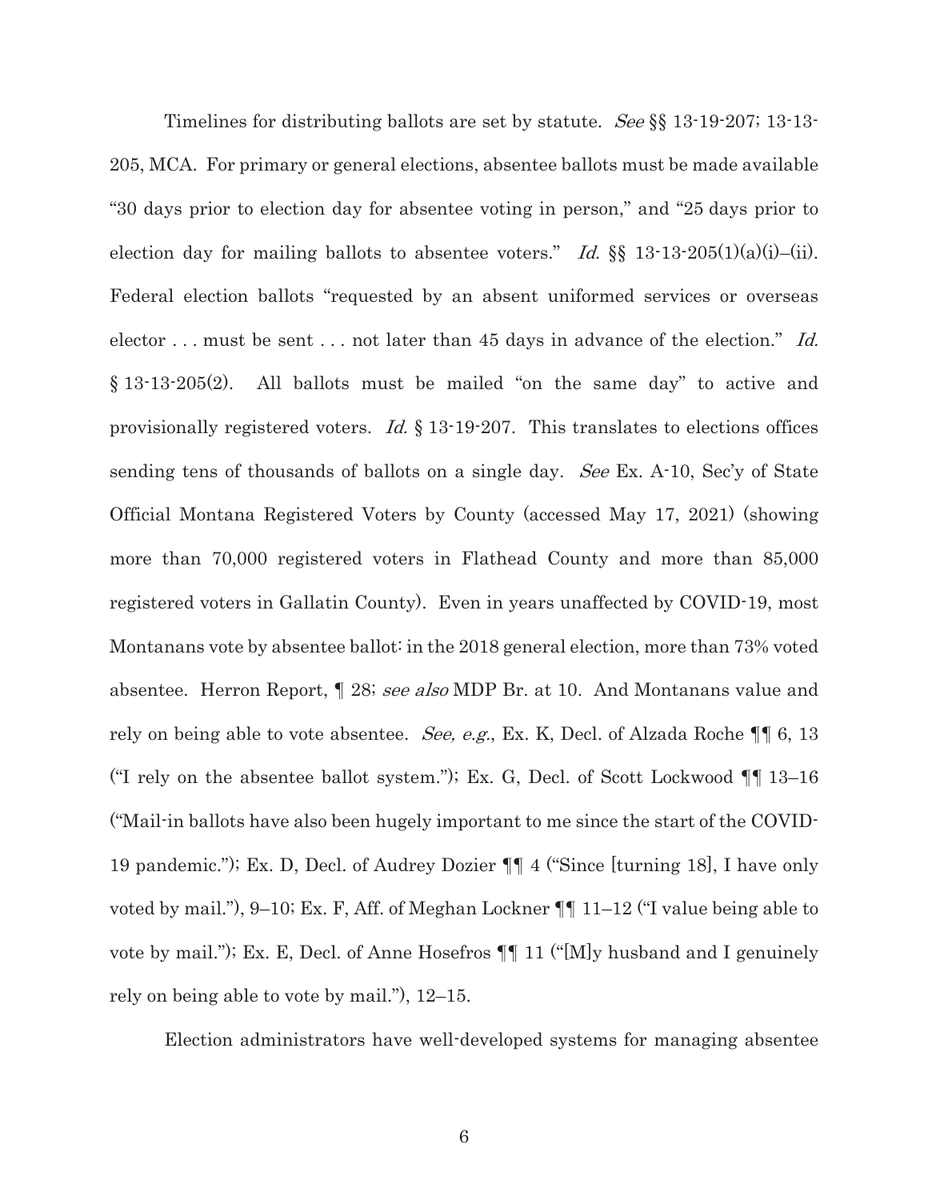Timelines for distributing ballots are set by statute. *See* §§ 13-19-207; 13-13-205, MCA. For primary or general elections, absentee ballots must be made available "30 days prior to election day for absentee voting in person," and "25 days prior to election day for mailing ballots to absentee voters." *Id.* §§ 13-13-205(1)(a)(i)–(ii). Federal election ballots "requested by an absent uniformed services or overseas elector . . . must be sent . . . not later than 45 days in advance of the election." *Id.* § 13-13-205(2). All ballots must be mailed "on the same day" to active and provisionally registered voters. *Id.* § 13-19-207. This translates to elections offices sending tens of thousands of ballots on a single day. *See* Ex. A-10, Sec'y of State Official Montana Registered Voters by County (accessed May 17, 2021) (showing more than 70,000 registered voters in Flathead County and more than 85,000 registered voters in Gallatin County). Even in years unaffected by COVID-19, most Montanans vote by absentee ballot: in the 2018 general election, more than 73% voted absentee. Herron Report, ¶ 28; *see also* MDP Br. at 10. And Montanans value and rely on being able to vote absentee. *See, e.g.*, Ex. K, Decl. of Alzada Roche ¶¶ 6, 13 ("I rely on the absentee ballot system."); Ex. G, Decl. of Scott Lockwood ¶¶ 13–16 ("Mail-in ballots have also been hugely important to me since the start of the COVID-19 pandemic."); Ex. D, Decl. of Audrey Dozier ¶¶ 4 ("Since [turning 18], I have only voted by mail."), 9–10; Ex. F, Aff. of Meghan Lockner ¶¶ 11–12 ("I value being able to vote by mail."); Ex. E, Decl. of Anne Hosefros ¶¶ 11 ("[M]y husband and I genuinely rely on being able to vote by mail."), 12–15.

Election administrators have well-developed systems for managing absentee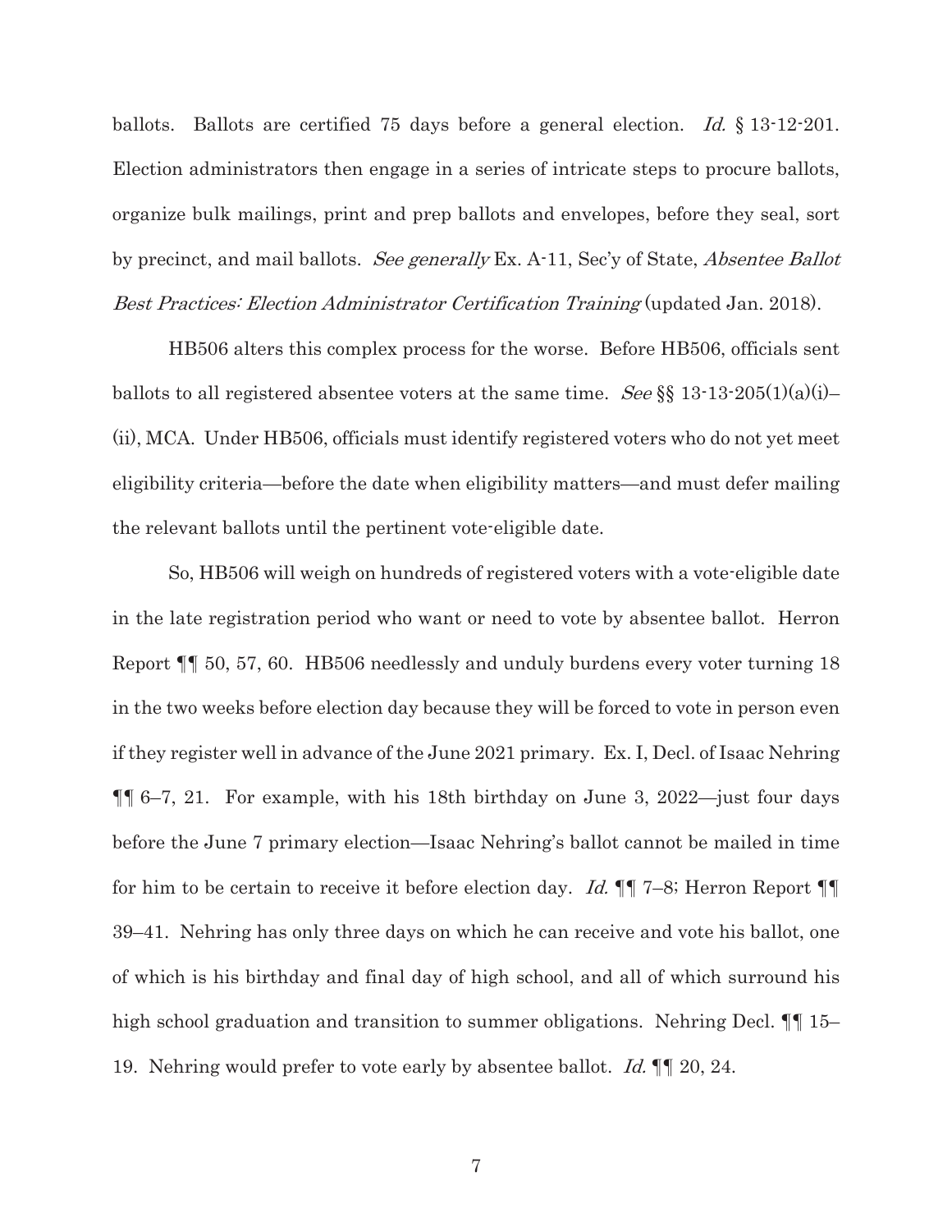ballots. Ballots are certified 75 days before a general election. *Id.* § 13-12-201. Election administrators then engage in a series of intricate steps to procure ballots, organize bulk mailings, print and prep ballots and envelopes, before they seal, sort by precinct, and mail ballots. *See generally* Ex. A-11, Sec'y of State, *Absentee Ballot Best Practices: Election Administrator Certification Training* (updated Jan. 2018).

HB506 alters this complex process for the worse. Before HB506, officials sent ballots to all registered absentee voters at the same time. *See* §§ 13-13-205(1)(a)(i)–(ii), MCA. Under HB506, officials must identify registered voters who do not yet meet eligibility criteria—before the date when eligibility matters—and must defer mailing the relevant ballots until the pertinent vote-eligible date.

So, HB506 will weigh on hundreds of registered voters with a vote-eligible date in the late registration period who want or need to vote by absentee ballot. Herron Report ¶¶ 50, 57, 60. HB506 needlessly and unduly burdens every voter turning 18 in the two weeks before election day because they will be forced to vote in person even if they register well in advance of the June 2021 primary. Ex. I, Decl. of Isaac Nehring ¶¶ 6–7, 21. For example, with his 18th birthday on June 3, 2022—just four days before the June 7 primary election—Isaac Nehring's ballot cannot be mailed in time for him to be certain to receive it before election day. *Id.* ¶¶ 7–8; Herron Report ¶¶ 39–41. Nehring has only three days on which he can receive and vote his ballot, one of which is his birthday and final day of high school, and all of which surround his high school graduation and transition to summer obligations. Nehring Decl. ¶¶ 15–19. Nehring would prefer to vote early by absentee ballot. *Id.* ¶¶ 20, 24.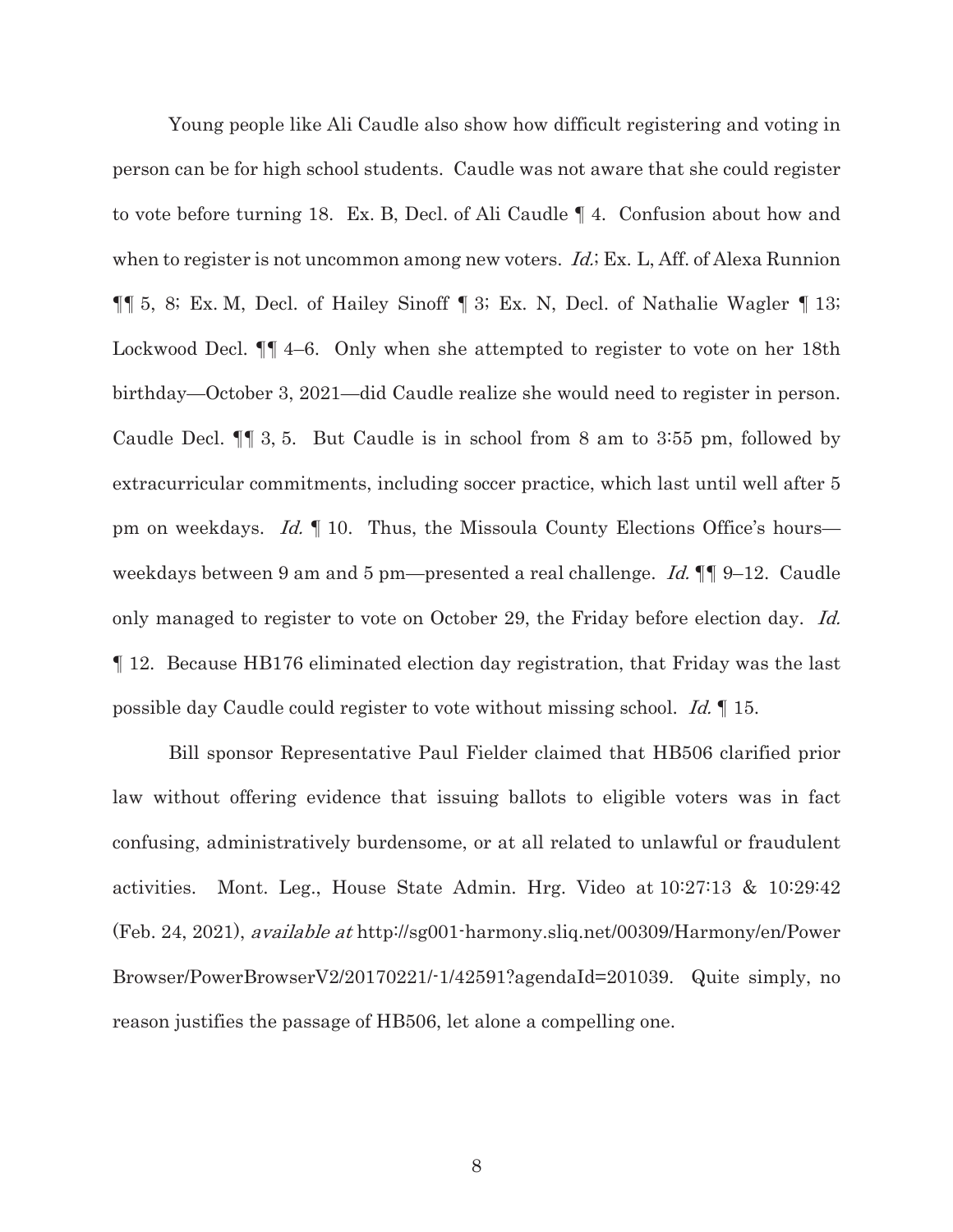Young people like Ali Caudle also show how difficult registering and voting in person can be for high school students. Caudle was not aware that she could register to vote before turning 18. Ex. B, Decl. of Ali Caudle ¶ 4. Confusion about how and when to register is not uncommon among new voters. *Id.*; Ex. L, Aff. of Alexa Runnion ¶¶ 5, 8; Ex. M, Decl. of Hailey Sinoff ¶ 3; Ex. N, Decl. of Nathalie Wagler ¶ 13; Lockwood Decl. ¶¶ 4–6. Only when she attempted to register to vote on her 18th birthday—October 3, 2021—did Caudle realize she would need to register in person. Caudle Decl. ¶¶ 3, 5. But Caudle is in school from 8 am to 3:55 pm, followed by extracurricular commitments, including soccer practice, which last until well after 5 pm on weekdays. *Id.* ¶ 10. Thus, the Missoula County Elections Office's hours—weekdays between 9 am and 5 pm—presented a real challenge. *Id.* ¶¶ 9–12. Caudle only managed to register to vote on October 29, the Friday before election day. *Id.* ¶ 12. Because HB176 eliminated election day registration, that Friday was the last possible day Caudle could register to vote without missing school. *Id.* ¶ 15.

Bill sponsor Representative Paul Fielder claimed that HB506 clarified prior law without offering evidence that issuing ballots to eligible voters was in fact confusing, administratively burdensome, or at all related to unlawful or fraudulent activities. Mont. Leg., House State Admin. Hrg. Video at 10:27:13 & 10:29:42 (Feb. 24, 2021), *available at* http://sg001-harmony.sliq.net/00309/Harmony/en/PowerBrowser/PowerBrowserV2/20170221/-1/42591?agendaId=201039. Quite simply, no reason justifies the passage of HB506, let alone a compelling one.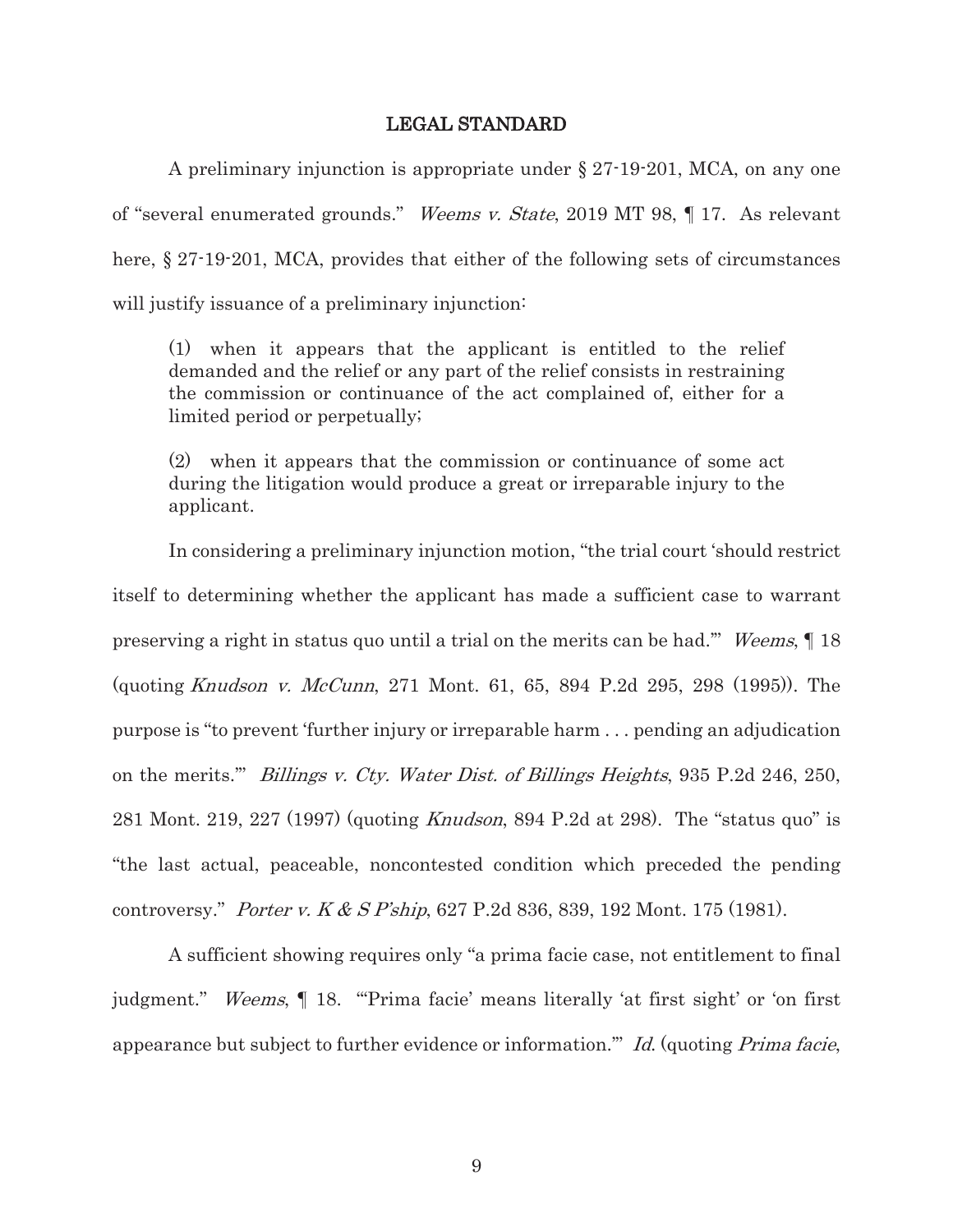## LEGAL STANDARD

A preliminary injunction is appropriate under § 27-19-201, MCA, on any one of "several enumerated grounds." *Weems v. State*, 2019 MT 98, ¶ 17. As relevant here, § 27-19-201, MCA, provides that either of the following sets of circumstances will justify issuance of a preliminary injunction:

> (1) when it appears that the applicant is entitled to the relief demanded and the relief or any part of the relief consists in restraining the commission or continuance of the act complained of, either for a limited period or perpetually;
>
> (2) when it appears that the commission or continuance of some act during the litigation would produce a great or irreparable injury to the applicant.

In considering a preliminary injunction motion, "the trial court 'should restrict itself to determining whether the applicant has made a sufficient case to warrant preserving a right in status quo until a trial on the merits can be had.'" *Weems*, ¶ 18 (quoting *Knudson v. McCunn*, 271 Mont. 61, 65, 894 P.2d 295, 298 (1995)). The purpose is "to prevent 'further injury or irreparable harm . . . pending an adjudication on the merits.'" *Billings v. Cty. Water Dist. of Billings Heights*, 935 P.2d 246, 250, 281 Mont. 219, 227 (1997) (quoting *Knudson*, 894 P.2d at 298). The "status quo" is "the last actual, peaceable, noncontested condition which preceded the pending controversy." *Porter v. K & S P'ship*, 627 P.2d 836, 839, 192 Mont. 175 (1981).

A sufficient showing requires only "a prima facie case, not entitlement to final judgment." *Weems*, ¶ 18. "'Prima facie' means literally 'at first sight' or 'on first appearance but subject to further evidence or information.'" *Id.* (quoting *Prima facie*,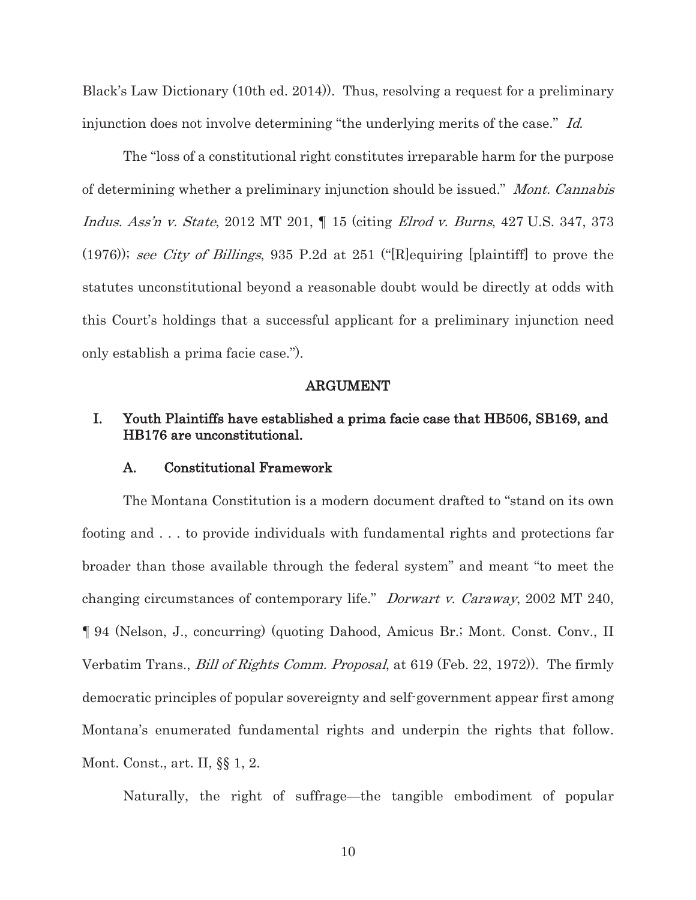Black's Law Dictionary (10th ed. 2014)). Thus, resolving a request for a preliminary injunction does not involve determining "the underlying merits of the case." *Id.*

The "loss of a constitutional right constitutes irreparable harm for the purpose of determining whether a preliminary injunction should be issued." *Mont. Cannabis Indus. Ass'n v. State*, 2012 MT 201, ¶ 15 (citing *Elrod v. Burns*, 427 U.S. 347, 373 (1976)); *see City of Billings*, 935 P.2d at 251 ("[R]equiring [plaintiff] to prove the statutes unconstitutional beyond a reasonable doubt would be directly at odds with this Court's holdings that a successful applicant for a preliminary injunction need only establish a prima facie case.").

## ARGUMENT

### I. Youth Plaintiffs have established a prima facie case that HB506, SB169, and HB176 are unconstitutional.

#### A. Constitutional Framework

The Montana Constitution is a modern document drafted to "stand on its own footing and . . . to provide individuals with fundamental rights and protections far broader than those available through the federal system" and meant "to meet the changing circumstances of contemporary life." *Dorwart v. Caraway*, 2002 MT 240, ¶ 94 (Nelson, J., concurring) (quoting Dahood, Amicus Br.; Mont. Const. Conv., II Verbatim Trans., *Bill of Rights Comm. Proposal*, at 619 (Feb. 22, 1972)). The firmly democratic principles of popular sovereignty and self-government appear first among Montana's enumerated fundamental rights and underpin the rights that follow. Mont. Const., art. II, §§ 1, 2.

Naturally, the right of suffrage—the tangible embodiment of popular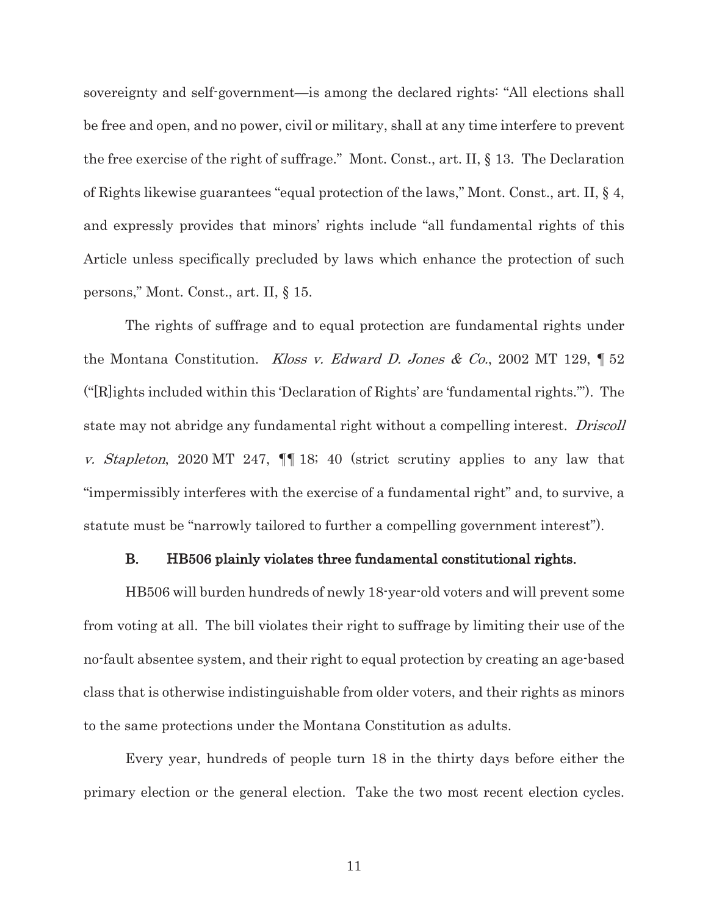sovereignty and self-government—is among the declared rights: "All elections shall be free and open, and no power, civil or military, shall at any time interfere to prevent the free exercise of the right of suffrage." Mont. Const., art. II, § 13. The Declaration of Rights likewise guarantees "equal protection of the laws," Mont. Const., art. II, § 4, and expressly provides that minors' rights include "all fundamental rights of this Article unless specifically precluded by laws which enhance the protection of such persons," Mont. Const., art. II, § 15.

The rights of suffrage and to equal protection are fundamental rights under the Montana Constitution. *Kloss v. Edward D. Jones & Co.*, 2002 MT 129, ¶ 52 ("[R]ights included within this 'Declaration of Rights' are 'fundamental rights.'"). The state may not abridge any fundamental right without a compelling interest. *Driscoll v. Stapleton*, 2020 MT 247, ¶¶ 18; 40 (strict scrutiny applies to any law that "impermissibly interferes with the exercise of a fundamental right" and, to survive, a statute must be "narrowly tailored to further a compelling government interest").

### B. HB506 plainly violates three fundamental constitutional rights.

HB506 will burden hundreds of newly 18-year-old voters and will prevent some from voting at all. The bill violates their right to suffrage by limiting their use of the no-fault absentee system, and their right to equal protection by creating an age-based class that is otherwise indistinguishable from older voters, and their rights as minors to the same protections under the Montana Constitution as adults.

Every year, hundreds of people turn 18 in the thirty days before either the primary election or the general election. Take the two most recent election cycles.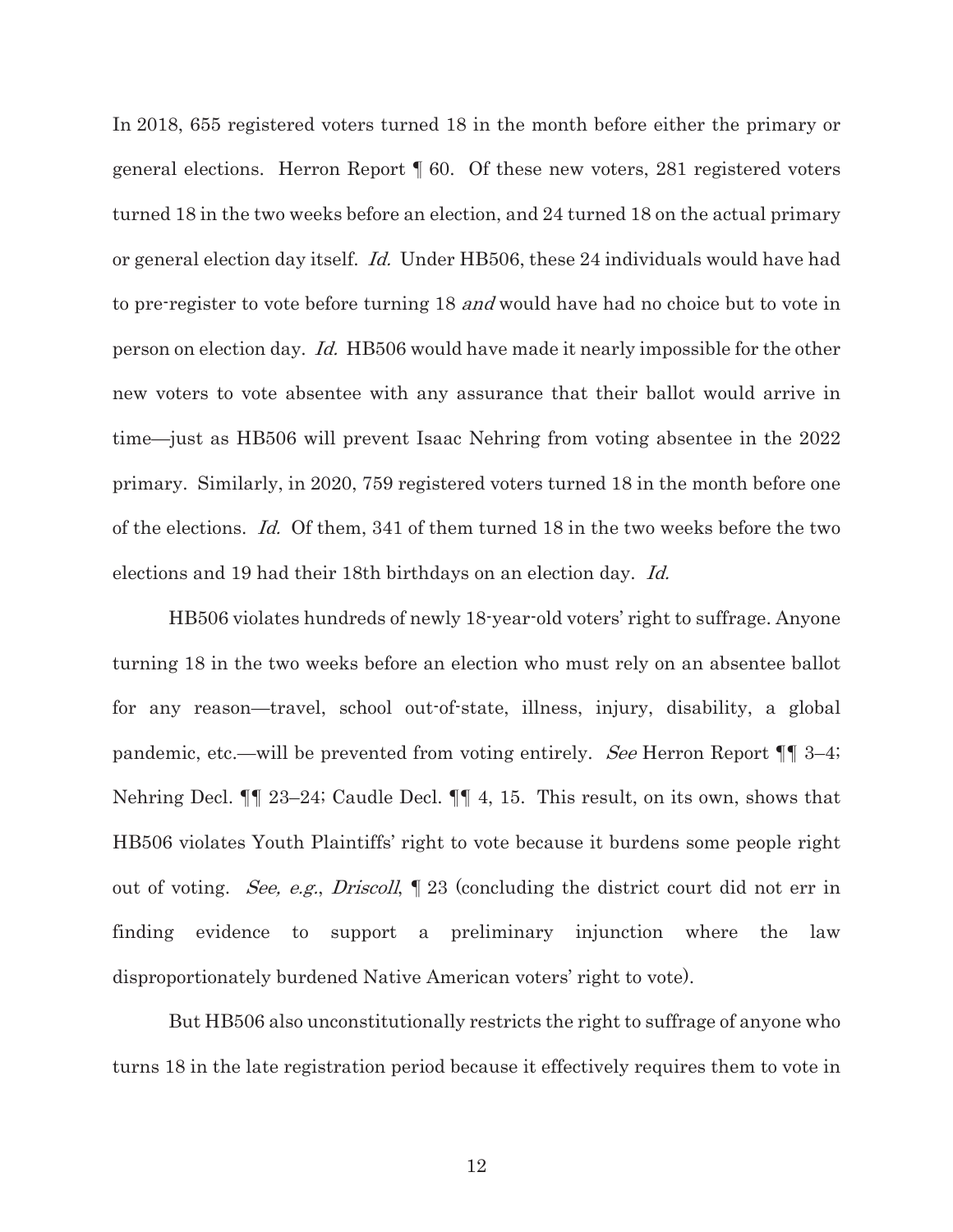In 2018, 655 registered voters turned 18 in the month before either the primary or general elections. Herron Report ¶ 60. Of these new voters, 281 registered voters turned 18 in the two weeks before an election, and 24 turned 18 on the actual primary or general election day itself. *Id.* Under HB506, these 24 individuals would have had to pre-register to vote before turning 18 *and* would have had no choice but to vote in person on election day. *Id.* HB506 would have made it nearly impossible for the other new voters to vote absentee with any assurance that their ballot would arrive in time—just as HB506 will prevent Isaac Nehring from voting absentee in the 2022 primary. Similarly, in 2020, 759 registered voters turned 18 in the month before one of the elections. *Id.* Of them, 341 of them turned 18 in the two weeks before the two elections and 19 had their 18th birthdays on an election day. *Id.*

HB506 violates hundreds of newly 18-year-old voters' right to suffrage. Anyone turning 18 in the two weeks before an election who must rely on an absentee ballot for any reason—travel, school out-of-state, illness, injury, disability, a global pandemic, etc.—will be prevented from voting entirely. *See* Herron Report ¶¶ 3–4; Nehring Decl. ¶¶ 23–24; Caudle Decl. ¶¶ 4, 15. This result, on its own, shows that HB506 violates Youth Plaintiffs' right to vote because it burdens some people right out of voting. *See, e.g.*, *Driscoll*, ¶ 23 (concluding the district court did not err in finding evidence to support a preliminary injunction where the law disproportionately burdened Native American voters' right to vote).

But HB506 also unconstitutionally restricts the right to suffrage of anyone who turns 18 in the late registration period because it effectively requires them to vote in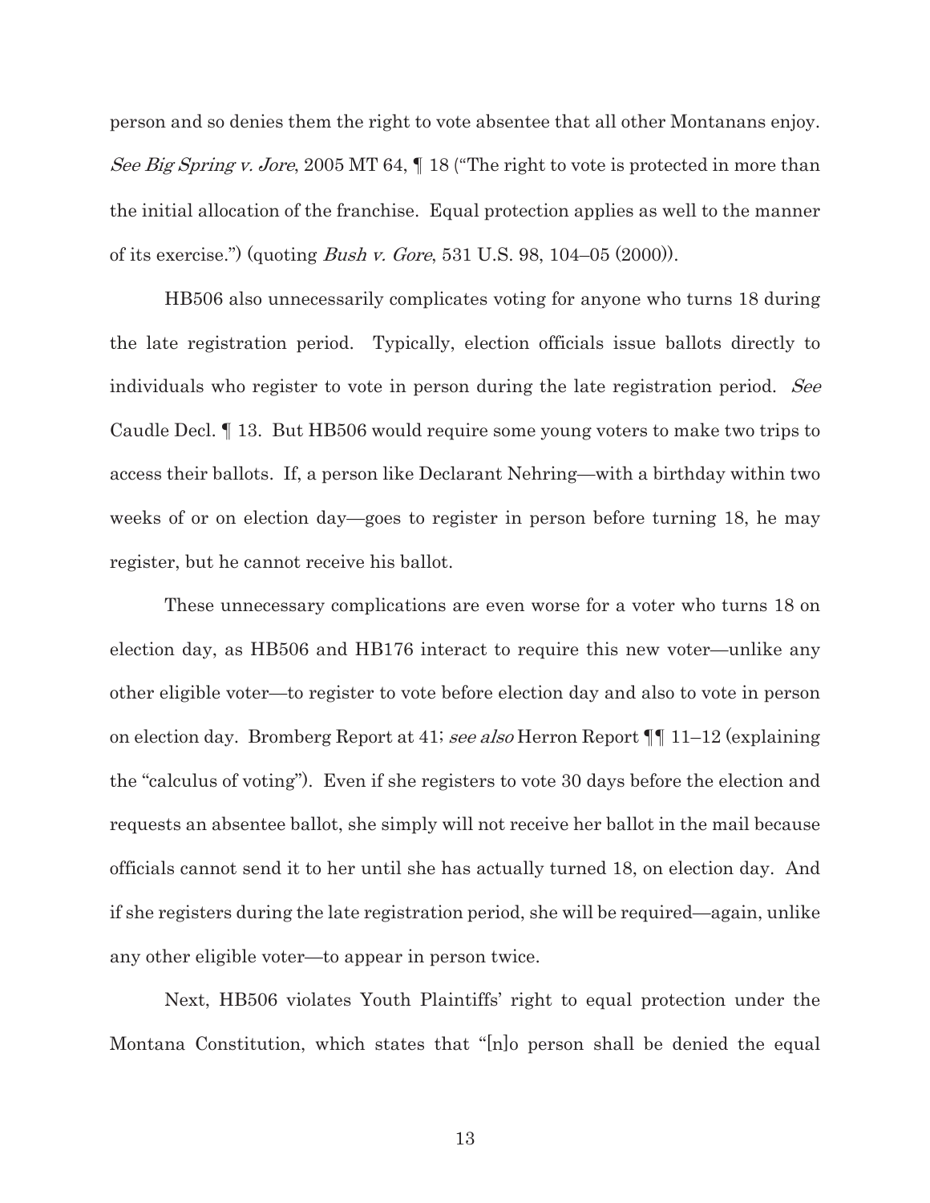person and so denies them the right to vote absentee that all other Montanans enjoy. *See Big Spring v. Jore*, 2005 MT 64, ¶ 18 ("The right to vote is protected in more than the initial allocation of the franchise. Equal protection applies as well to the manner of its exercise.") (quoting *Bush v. Gore*, 531 U.S. 98, 104–05 (2000)).

HB506 also unnecessarily complicates voting for anyone who turns 18 during the late registration period. Typically, election officials issue ballots directly to individuals who register to vote in person during the late registration period. *See* Caudle Decl. ¶ 13. But HB506 would require some young voters to make two trips to access their ballots. If, a person like Declarant Nehring—with a birthday within two weeks of or on election day—goes to register in person before turning 18, he may register, but he cannot receive his ballot.

These unnecessary complications are even worse for a voter who turns 18 on election day, as HB506 and HB176 interact to require this new voter—unlike any other eligible voter—to register to vote before election day and also to vote in person on election day. Bromberg Report at 41; *see also* Herron Report ¶¶ 11–12 (explaining the "calculus of voting"). Even if she registers to vote 30 days before the election and requests an absentee ballot, she simply will not receive her ballot in the mail because officials cannot send it to her until she has actually turned 18, on election day. And if she registers during the late registration period, she will be required—again, unlike any other eligible voter—to appear in person twice.

Next, HB506 violates Youth Plaintiffs' right to equal protection under the Montana Constitution, which states that "[n]o person shall be denied the equal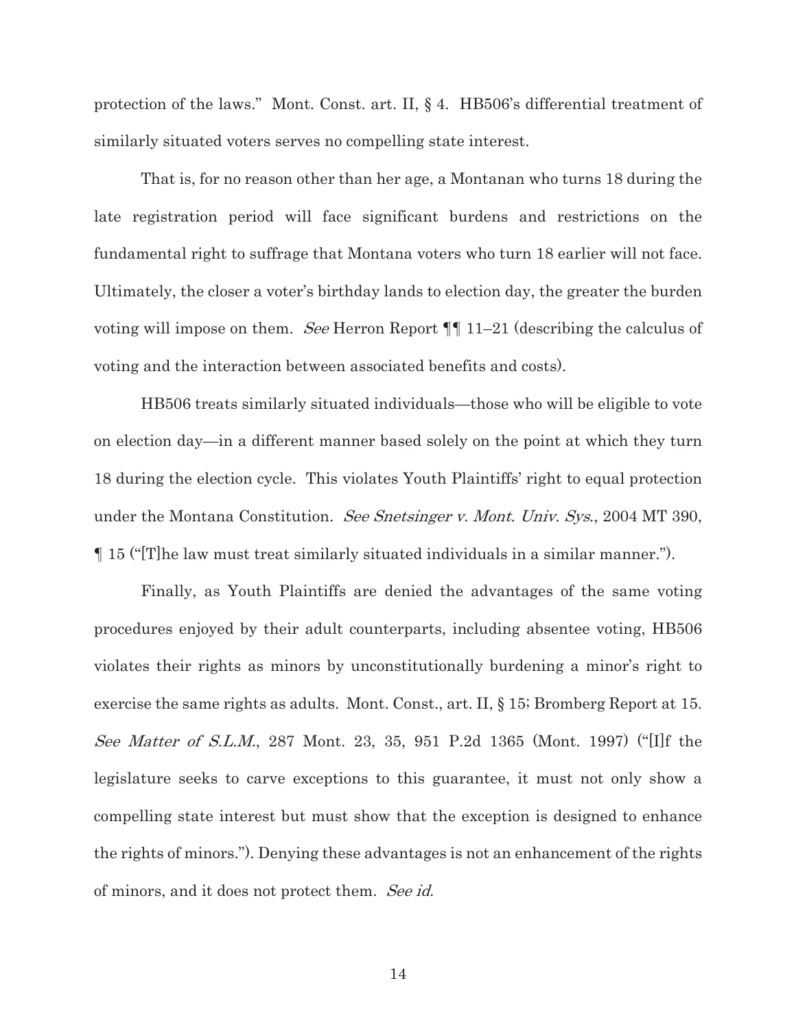protection of the laws." Mont. Const. art. II, § 4. HB506's differential treatment of similarly situated voters serves no compelling state interest.

That is, for no reason other than her age, a Montanan who turns 18 during the late registration period will face significant burdens and restrictions on the fundamental right to suffrage that Montana voters who turn 18 earlier will not face. Ultimately, the closer a voter's birthday lands to election day, the greater the burden voting will impose on them. *See* Herron Report ¶¶ 11–21 (describing the calculus of voting and the interaction between associated benefits and costs).

HB506 treats similarly situated individuals—those who will be eligible to vote on election day—in a different manner based solely on the point at which they turn 18 during the election cycle. This violates Youth Plaintiffs' right to equal protection under the Montana Constitution. *See Snetsinger v. Mont. Univ. Sys.*, 2004 MT 390, ¶ 15 ("[T]he law must treat similarly situated individuals in a similar manner.").

Finally, as Youth Plaintiffs are denied the advantages of the same voting procedures enjoyed by their adult counterparts, including absentee voting, HB506 violates their rights as minors by unconstitutionally burdening a minor's right to exercise the same rights as adults. Mont. Const., art. II, § 15; Bromberg Report at 15. *See Matter of S.L.M.*, 287 Mont. 23, 35, 951 P.2d 1365 (Mont. 1997) ("[I]f the legislature seeks to carve exceptions to this guarantee, it must not only show a compelling state interest but must show that the exception is designed to enhance the rights of minors."). Denying these advantages is not an enhancement of the rights of minors, and it does not protect them. *See id.*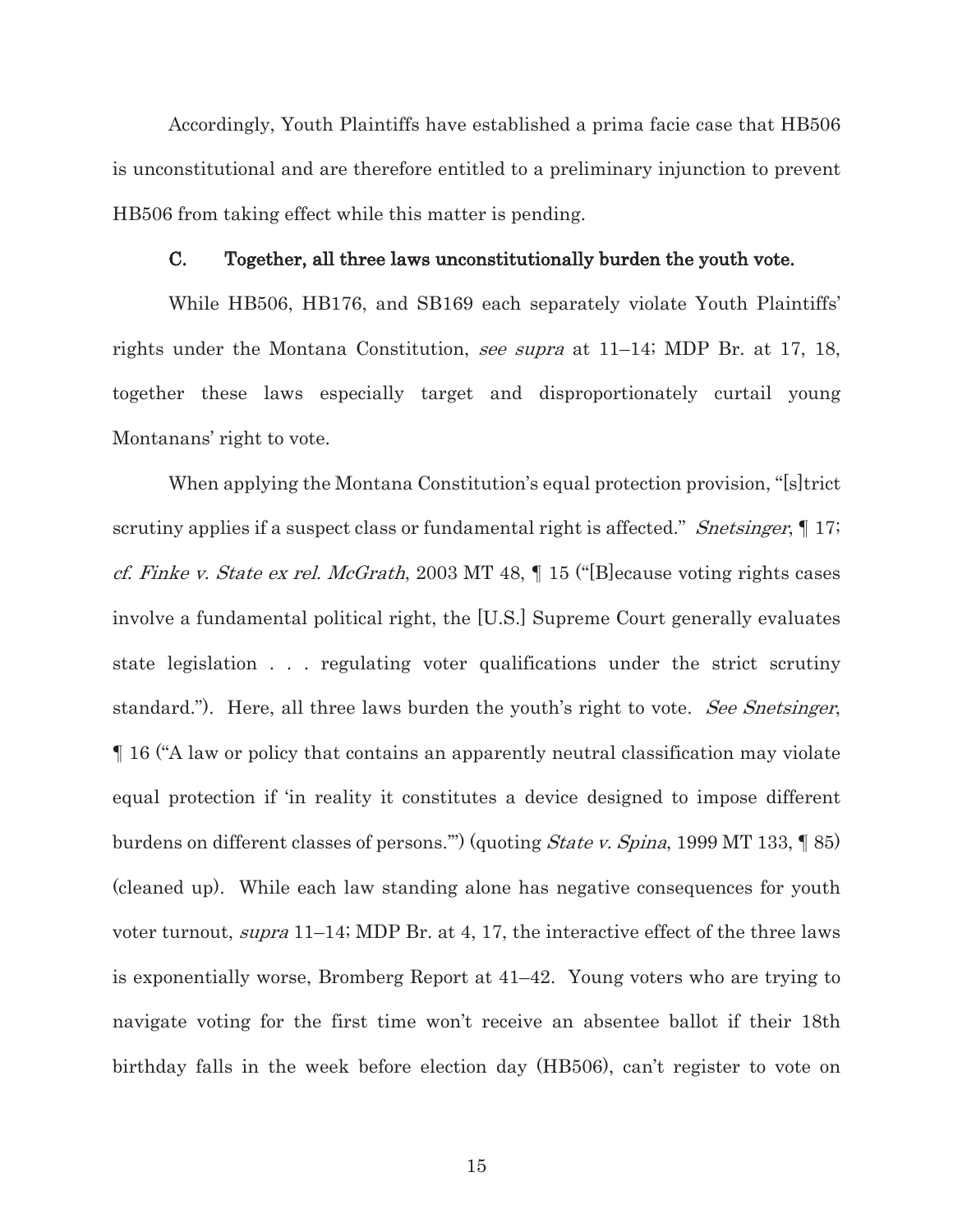Accordingly, Youth Plaintiffs have established a prima facie case that HB506 is unconstitutional and are therefore entitled to a preliminary injunction to prevent HB506 from taking effect while this matter is pending.

### C. Together, all three laws unconstitutionally burden the youth vote.

While HB506, HB176, and SB169 each separately violate Youth Plaintiffs' rights under the Montana Constitution, *see supra* at 11–14; MDP Br. at 17, 18, together these laws especially target and disproportionately curtail young Montanans' right to vote.

When applying the Montana Constitution's equal protection provision, "[s]trict scrutiny applies if a suspect class or fundamental right is affected." *Snetsinger*, ¶ 17; *cf. Finke v. State ex rel. McGrath*, 2003 MT 48, ¶ 15 ("[B]ecause voting rights cases involve a fundamental political right, the [U.S.] Supreme Court generally evaluates state legislation . . . regulating voter qualifications under the strict scrutiny standard."). Here, all three laws burden the youth's right to vote. *See Snetsinger*, ¶ 16 ("A law or policy that contains an apparently neutral classification may violate equal protection if 'in reality it constitutes a device designed to impose different burdens on different classes of persons.'") (quoting *State v. Spina*, 1999 MT 133, ¶ 85) (cleaned up). While each law standing alone has negative consequences for youth voter turnout, *supra* 11–14; MDP Br. at 4, 17, the interactive effect of the three laws is exponentially worse, Bromberg Report at 41–42. Young voters who are trying to navigate voting for the first time won't receive an absentee ballot if their 18th birthday falls in the week before election day (HB506), can't register to vote on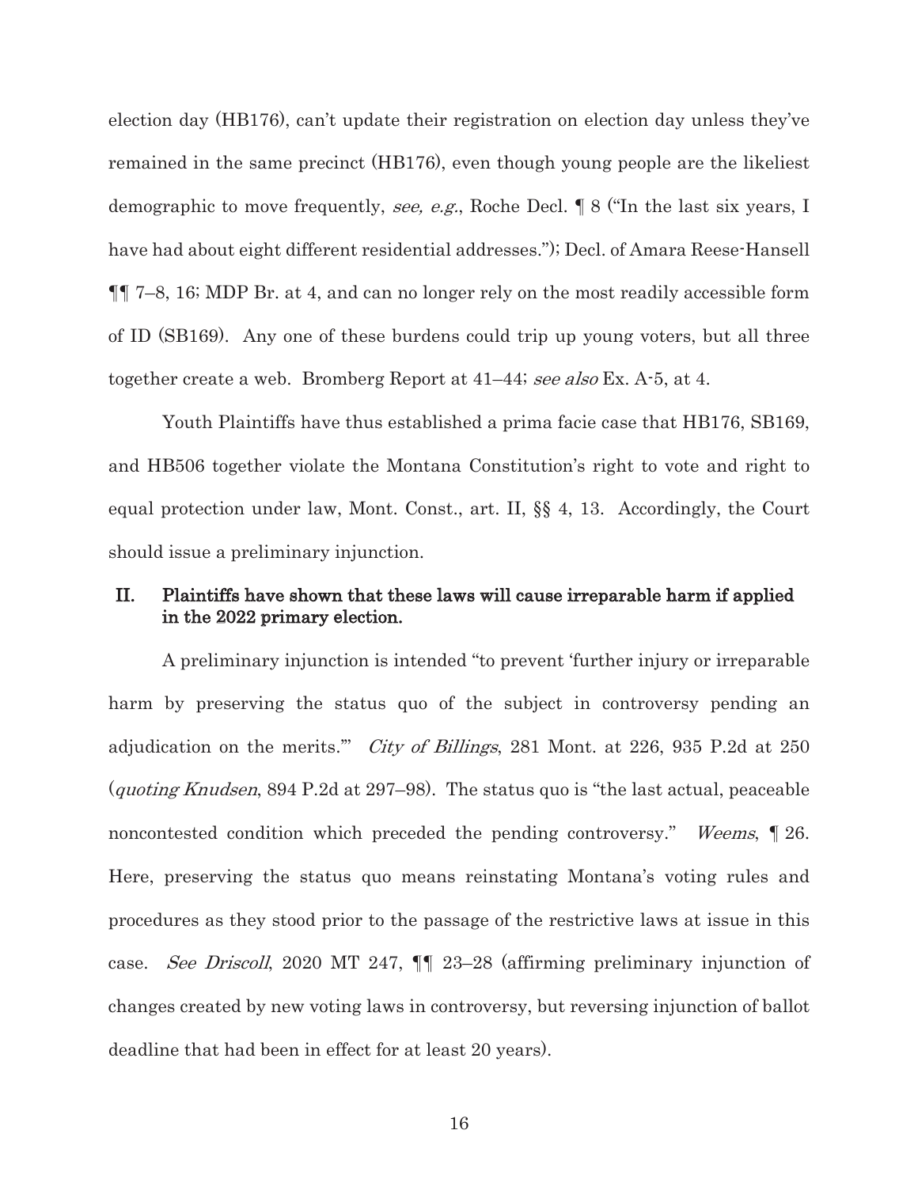election day (HB176), can't update their registration on election day unless they've remained in the same precinct (HB176), even though young people are the likeliest demographic to move frequently, *see, e.g.*, Roche Decl. ¶ 8 ("In the last six years, I have had about eight different residential addresses."); Decl. of Amara Reese-Hansell ¶¶ 7–8, 16; MDP Br. at 4, and can no longer rely on the most readily accessible form of ID (SB169). Any one of these burdens could trip up young voters, but all three together create a web. Bromberg Report at 41–44; *see also* Ex. A-5, at 4.

Youth Plaintiffs have thus established a prima facie case that HB176, SB169, and HB506 together violate the Montana Constitution's right to vote and right to equal protection under law, Mont. Const., art. II, §§ 4, 13. Accordingly, the Court should issue a preliminary injunction.

## II. Plaintiffs have shown that these laws will cause irreparable harm if applied in the 2022 primary election.

A preliminary injunction is intended "to prevent 'further injury or irreparable harm by preserving the status quo of the subject in controversy pending an adjudication on the merits.'" *City of Billings*, 281 Mont. at 226, 935 P.2d at 250 (*quoting Knudsen*, 894 P.2d at 297–98). The status quo is "the last actual, peaceable noncontested condition which preceded the pending controversy." *Weems*, ¶ 26. Here, preserving the status quo means reinstating Montana's voting rules and procedures as they stood prior to the passage of the restrictive laws at issue in this case. *See Driscoll*, 2020 MT 247, ¶¶ 23–28 (affirming preliminary injunction of changes created by new voting laws in controversy, but reversing injunction of ballot deadline that had been in effect for at least 20 years).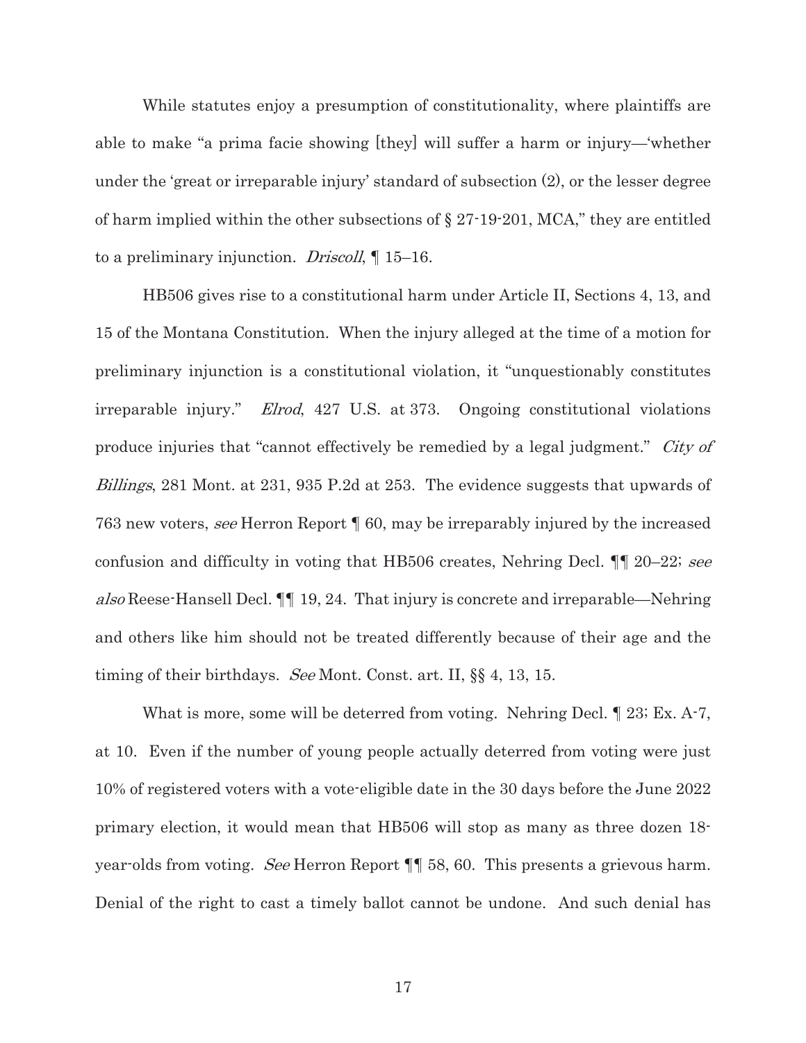While statutes enjoy a presumption of constitutionality, where plaintiffs are able to make "a prima facie showing [they] will suffer a harm or injury—'whether under the 'great or irreparable injury' standard of subsection (2), or the lesser degree of harm implied within the other subsections of § 27-19-201, MCA," they are entitled to a preliminary injunction. *Driscoll*, ¶ 15–16.

HB506 gives rise to a constitutional harm under Article II, Sections 4, 13, and 15 of the Montana Constitution. When the injury alleged at the time of a motion for preliminary injunction is a constitutional violation, it "unquestionably constitutes irreparable injury." *Elrod*, 427 U.S. at 373. Ongoing constitutional violations produce injuries that "cannot effectively be remedied by a legal judgment." *City of Billings*, 281 Mont. at 231, 935 P.2d at 253. The evidence suggests that upwards of 763 new voters, *see* Herron Report ¶ 60, may be irreparably injured by the increased confusion and difficulty in voting that HB506 creates, Nehring Decl. ¶¶ 20–22; *see also* Reese-Hansell Decl. ¶¶ 19, 24. That injury is concrete and irreparable—Nehring and others like him should not be treated differently because of their age and the timing of their birthdays. *See* Mont. Const. art. II, §§ 4, 13, 15.

What is more, some will be deterred from voting. Nehring Decl. ¶ 23; Ex. A-7, at 10. Even if the number of young people actually deterred from voting were just 10% of registered voters with a vote-eligible date in the 30 days before the June 2022 primary election, it would mean that HB506 will stop as many as three dozen 18-year-olds from voting. *See* Herron Report ¶¶ 58, 60. This presents a grievous harm. Denial of the right to cast a timely ballot cannot be undone. And such denial has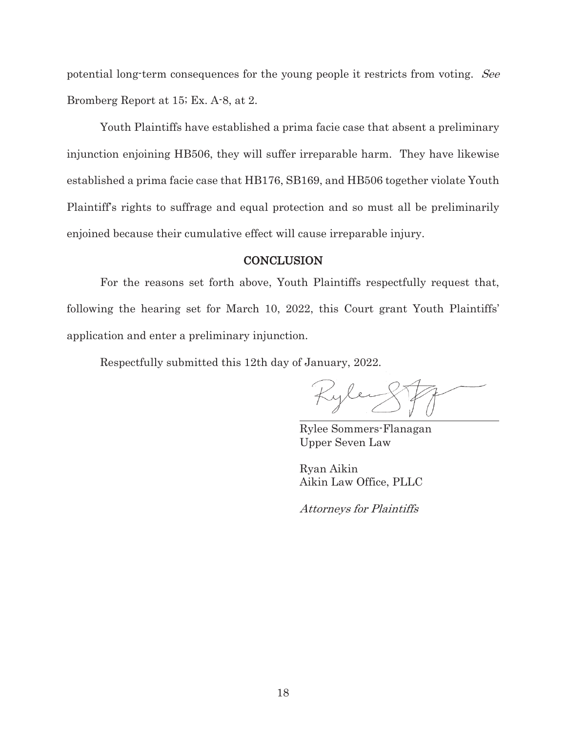potential long-term consequences for the young people it restricts from voting. *See* Bromberg Report at 15; Ex. A-8, at 2.

Youth Plaintiffs have established a prima facie case that absent a preliminary injunction enjoining HB506, they will suffer irreparable harm. They have likewise established a prima facie case that HB176, SB169, and HB506 together violate Youth Plaintiff's rights to suffrage and equal protection and so must all be preliminarily enjoined because their cumulative effect will cause irreparable injury.

## CONCLUSION

For the reasons set forth above, Youth Plaintiffs respectfully request that, following the hearing set for March 10, 2022, this Court grant Youth Plaintiffs' application and enter a preliminary injunction.

Respectfully submitted this 12th day of January, 2022.

Rylee Sommers-Flanagan
Upper Seven Law

Ryan Aikin
Aikin Law Office, PLLC

*Attorneys for Plaintiffs*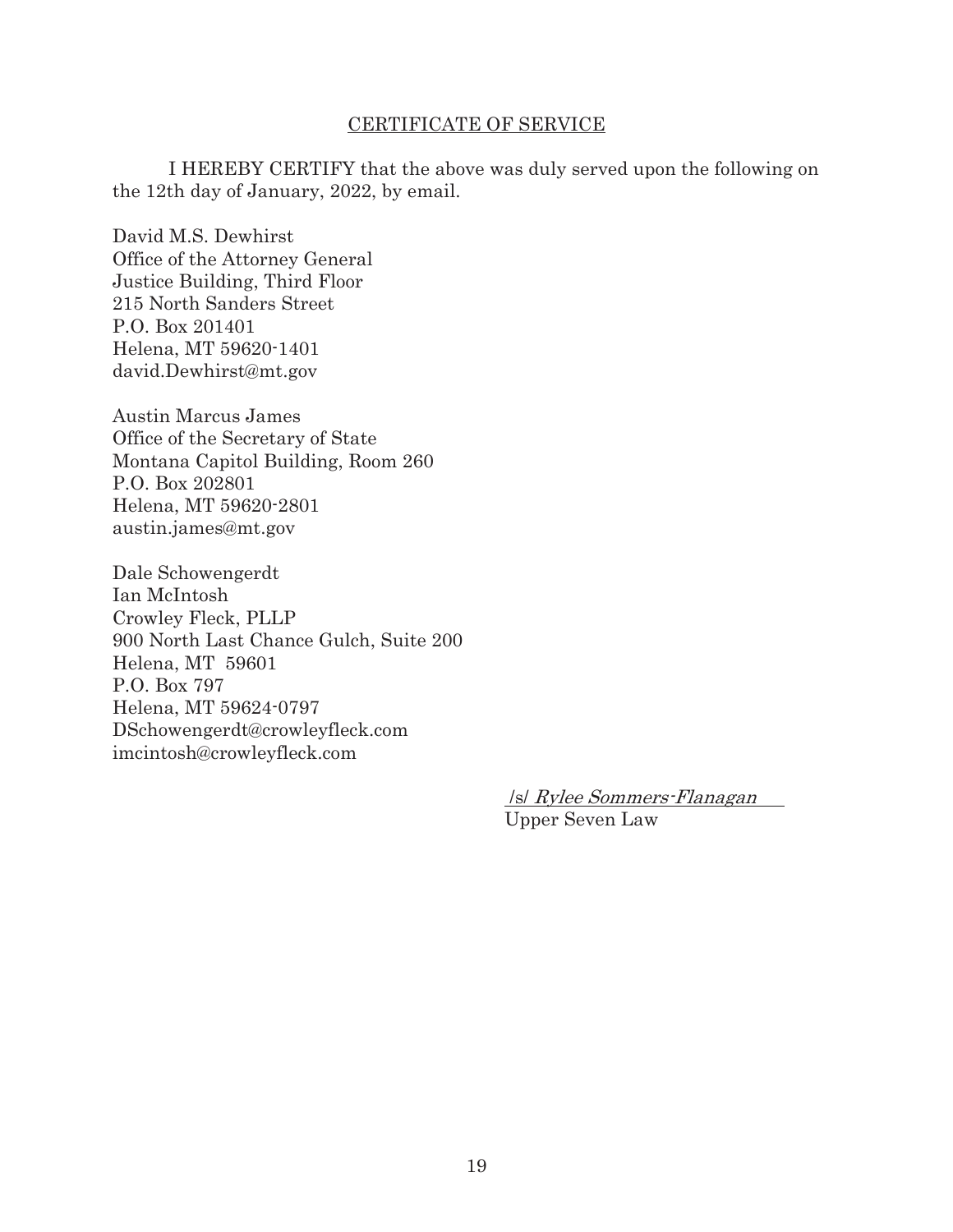## CERTIFICATE OF SERVICE

I HEREBY CERTIFY that the above was duly served upon the following on the 12th day of January, 2022, by email.

David M.S. Dewhirst
Office of the Attorney General
Justice Building, Third Floor
215 North Sanders Street
P.O. Box 201401
Helena, MT 59620-1401
david.Dewhirst@mt.gov

Austin Marcus James
Office of the Secretary of State
Montana Capitol Building, Room 260
P.O. Box 202801
Helena, MT 59620-2801
austin.james@mt.gov

Dale Schowengerdt
Ian McIntosh
Crowley Fleck, PLLP
900 North Last Chance Gulch, Suite 200
Helena, MT 59601
P.O. Box 797
Helena, MT 59624-0797
DSchowengerdt@crowleyfleck.com
imcintosh@crowleyfleck.com

/s/ *Rylee Sommers-Flanagan*
Upper Seven Law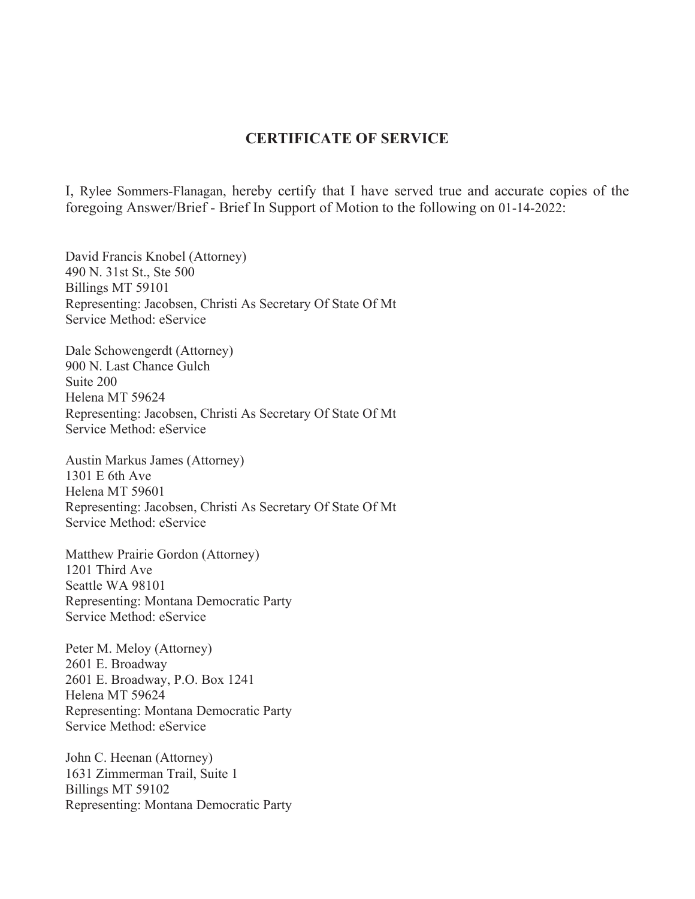## CERTIFICATE OF SERVICE

I, Rylee Sommers-Flanagan, hereby certify that I have served true and accurate copies of the foregoing Answer/Brief - Brief In Support of Motion to the following on 01-14-2022:

David Francis Knobel (Attorney)
490 N. 31st St., Ste 500
Billings MT 59101
Representing: Jacobsen, Christi As Secretary Of State Of Mt
Service Method: eService

Dale Schowengerdt (Attorney)
900 N. Last Chance Gulch
Suite 200
Helena MT 59624
Representing: Jacobsen, Christi As Secretary Of State Of Mt
Service Method: eService

Austin Markus James (Attorney)
1301 E 6th Ave
Helena MT 59601
Representing: Jacobsen, Christi As Secretary Of State Of Mt
Service Method: eService

Matthew Prairie Gordon (Attorney)
1201 Third Ave
Seattle WA 98101
Representing: Montana Democratic Party
Service Method: eService

Peter M. Meloy (Attorney)
2601 E. Broadway
2601 E. Broadway, P.O. Box 1241
Helena MT 59624
Representing: Montana Democratic Party
Service Method: eService

John C. Heenan (Attorney)
1631 Zimmerman Trail, Suite 1
Billings MT 59102
Representing: Montana Democratic Party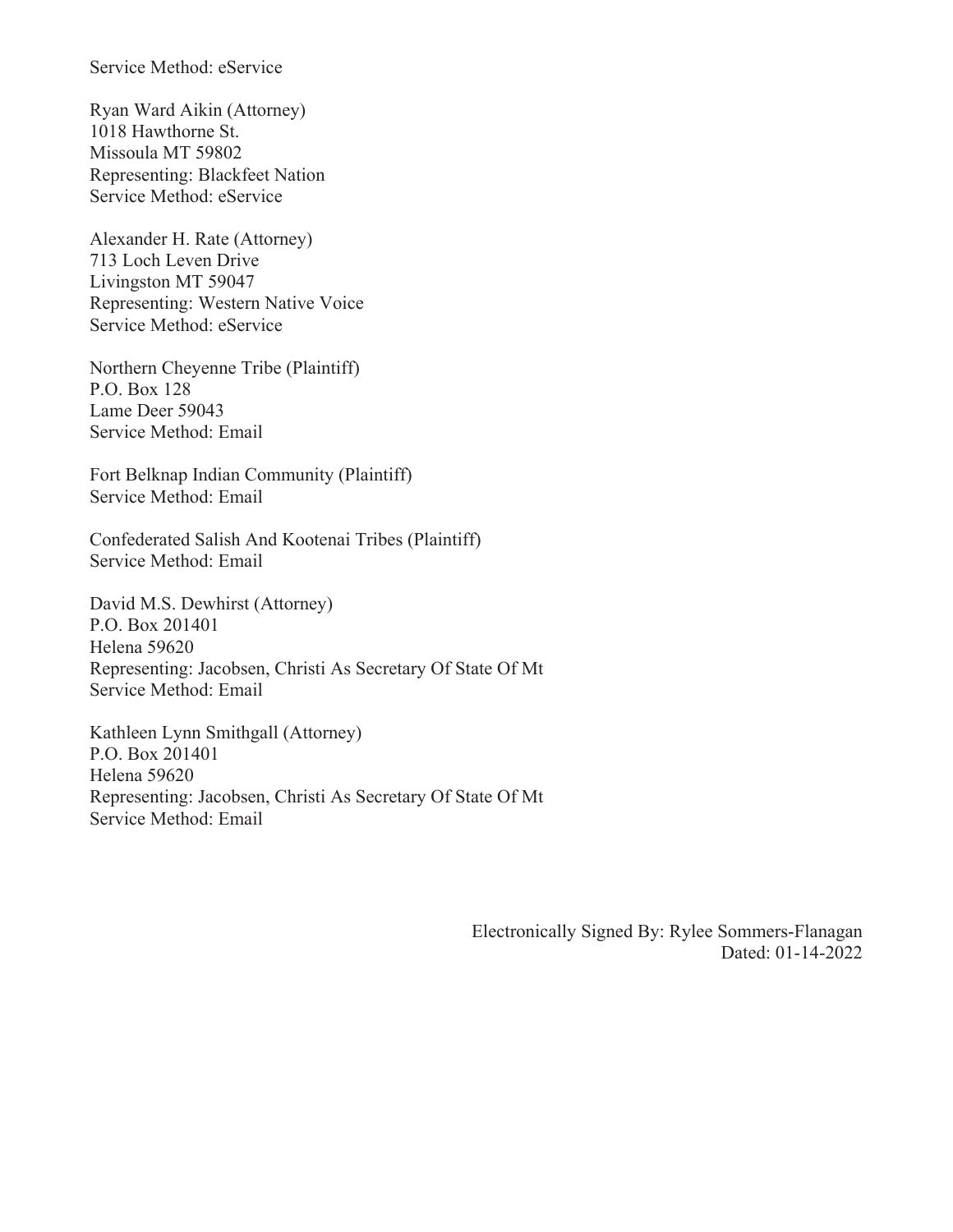Service Method: eService

Ryan Ward Aikin (Attorney)
1018 Hawthorne St.
Missoula MT 59802
Representing: Blackfeet Nation
Service Method: eService

Alexander H. Rate (Attorney)
713 Loch Leven Drive
Livingston MT 59047
Representing: Western Native Voice
Service Method: eService

Northern Cheyenne Tribe (Plaintiff)
P.O. Box 128
Lame Deer 59043
Service Method: Email

Fort Belknap Indian Community (Plaintiff)
Service Method: Email

Confederated Salish And Kootenai Tribes (Plaintiff)
Service Method: Email

David M.S. Dewhirst (Attorney)
P.O. Box 201401
Helena 59620
Representing: Jacobsen, Christi As Secretary Of State Of Mt
Service Method: Email

Kathleen Lynn Smithgall (Attorney)
P.O. Box 201401
Helena 59620
Representing: Jacobsen, Christi As Secretary Of State Of Mt
Service Method: Email

Electronically Signed By: Rylee Sommers-Flanagan
Dated: 01-14-2022